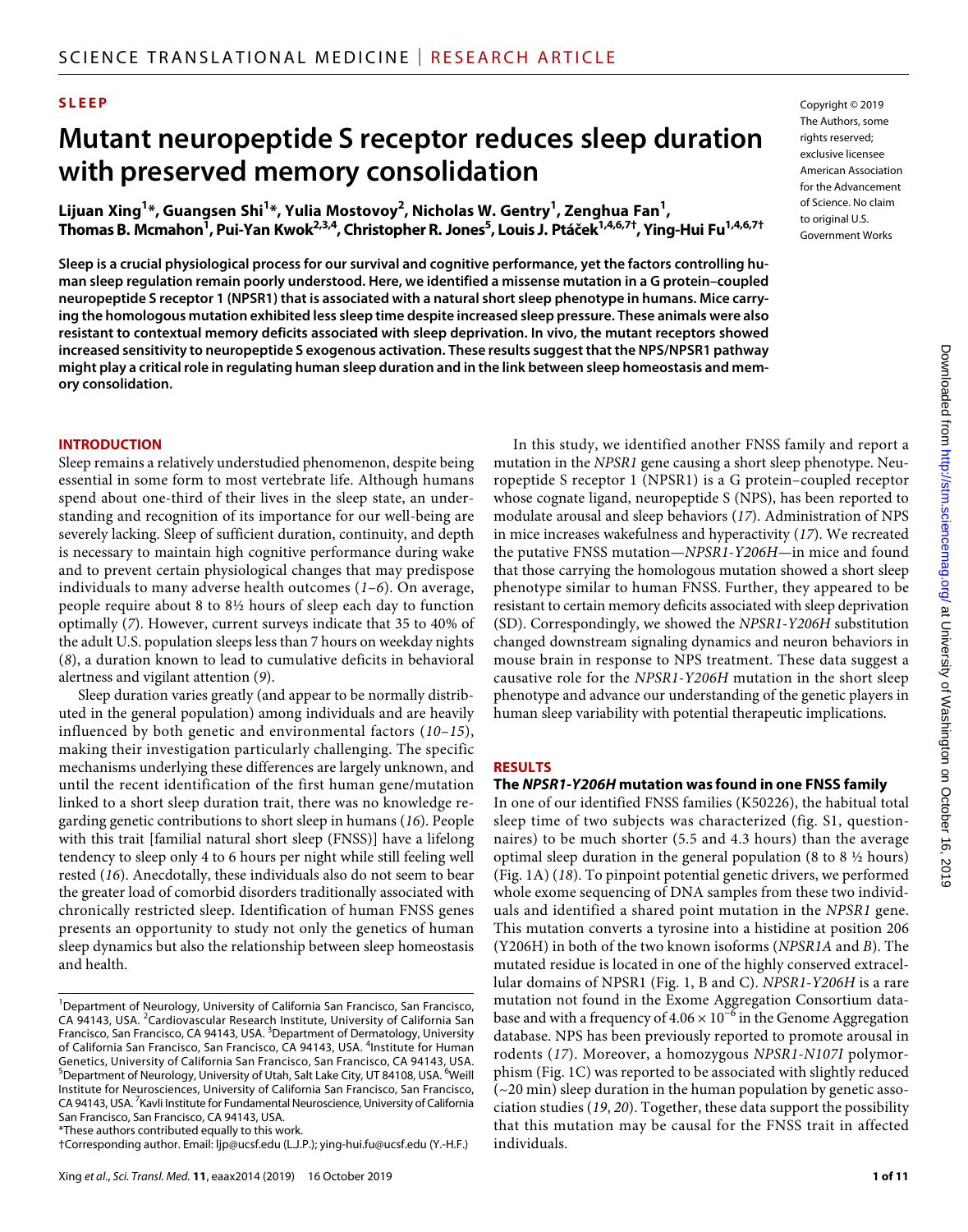SLEEP

# Mutant neuropeptide S receptor reduces sleep duration with preserved memory consolidation

**Lijuan Xing[1]*, Guangsen Shi[1]*, Yulia Mostovoy[2], Nicholas W. Gentry[1], Zenghua Fan[1], Thomas B. Mcmahon[1], Pui-Yan Kwok[2,3,4], Christopher R. Jones[5], Louis J. Ptáček[1,4,6,7]†, Ying-Hui Fu[1,4,6,7]†**

Copyright © 2019 The Authors, some rights reserved; exclusive licensee American Association for the Advancement of Science. No claim to original U.S. Government Works

**Sleep is a crucial physiological process for our survival and cognitive performance, yet the factors controlling human sleep regulation remain poorly understood. Here, we identified a missense mutation in a G protein–coupled neuropeptide S receptor 1 (NPSR1) that is associated with a natural short sleep phenotype in humans. Mice carrying the homologous mutation exhibited less sleep time despite increased sleep pressure. These animals were also resistant to contextual memory deficits associated with sleep deprivation. In vivo, the mutant receptors showed increased sensitivity to neuropeptide S exogenous activation. These results suggest that the NPS/NPSR1 pathway might play a critical role in regulating human sleep duration and in the link between sleep homeostasis and memory consolidation.**

## INTRODUCTION

Sleep remains a relatively understudied phenomenon, despite being essential in some form to most vertebrate life. Although humans spend about one-third of their lives in the sleep state, an understanding and recognition of its importance for our well-being are severely lacking. Sleep of sufficient duration, continuity, and depth is necessary to maintain high cognitive performance during wake and to prevent certain physiological changes that may predispose individuals to many adverse health outcomes (*1*–*6*). On average, people require about 8 to 8½ hours of sleep each day to function optimally (*7*). However, current surveys indicate that 35 to 40% of the adult U.S. population sleeps less than 7 hours on weekday nights (*8*), a duration known to lead to cumulative deficits in behavioral alertness and vigilant attention (*9*).

Sleep duration varies greatly (and appear to be normally distributed in the general population) among individuals and are heavily influenced by both genetic and environmental factors (*10*–*15*), making their investigation particularly challenging. The specific mechanisms underlying these differences are largely unknown, and until the recent identification of the first human gene/mutation linked to a short sleep duration trait, there was no knowledge regarding genetic contributions to short sleep in humans (*16*). People with this trait [familial natural short sleep (FNSS)] have a lifelong tendency to sleep only 4 to 6 hours per night while still feeling well rested (*16*). Anecdotally, these individuals also do not seem to bear the greater load of comorbid disorders traditionally associated with chronically restricted sleep. Identification of human FNSS genes presents an opportunity to study not only the genetics of human sleep dynamics but also the relationship between sleep homeostasis and health.

In this study, we identified another FNSS family and report a mutation in the *NPSR1* gene causing a short sleep phenotype. Neuropeptide S receptor 1 (NPSR1) is a G protein–coupled receptor whose cognate ligand, neuropeptide S (NPS), has been reported to modulate arousal and sleep behaviors (*17*). Administration of NPS in mice increases wakefulness and hyperactivity (*17*). We recreated the putative FNSS mutation—*NPSR1-Y206H*—in mice and found that those carrying the homologous mutation showed a short sleep phenotype similar to human FNSS. Further, they appeared to be resistant to certain memory deficits associated with sleep deprivation (SD). Correspondingly, we showed the *NPSR1-Y206H* substitution changed downstream signaling dynamics and neuron behaviors in mouse brain in response to NPS treatment. These data suggest a causative role for the *NPSR1-Y206H* mutation in the short sleep phenotype and advance our understanding of the genetic players in human sleep variability with potential therapeutic implications.

## RESULTS

### The *NPSR1-Y206H* mutation was found in one FNSS family

In one of our identified FNSS families (K50226), the habitual total sleep time of two subjects was characterized (fig. S1, questionnaires) to be much shorter (5.5 and 4.3 hours) than the average optimal sleep duration in the general population (8 to 8 ½ hours) (Fig. 1A) (*18*). To pinpoint potential genetic drivers, we performed whole exome sequencing of DNA samples from these two individuals and identified a shared point mutation in the *NPSR1* gene. This mutation converts a tyrosine into a histidine at position 206 (Y206H) in both of the two known isoforms (*NPSR1A* and *B*). The mutated residue is located in one of the highly conserved extracellular domains of NPSR1 (Fig. 1, B and C). *NPSR1-Y206H* is a rare mutation not found in the Exome Aggregation Consortium database and with a frequency of $4.06 \times 10^{-6}$ in the Genome Aggregation database. NPS has been previously reported to promote arousal in rodents (*17*). Moreover, a homozygous *NPSR1-N107I* polymorphism (Fig. 1C) was reported to be associated with slightly reduced (~20 min) sleep duration in the human population by genetic association studies (*19*, *20*). Together, these data support the possibility that this mutation may be causal for the FNSS trait in affected individuals.

[1]Department of Neurology, University of California San Francisco, San Francisco, CA 94143, USA. [2]Cardiovascular Research Institute, University of California San Francisco, San Francisco, CA 94143, USA. [3]Department of Dermatology, University of California San Francisco, San Francisco, CA 94143, USA. [4]Institute for Human Genetics, University of California San Francisco, San Francisco, CA 94143, USA. [5]Department of Neurology, University of Utah, Salt Lake City, UT 84108, USA. [6]Weill Institute for Neurosciences, University of California San Francisco, San Francisco, CA 94143, USA. [7]Kavli Institute for Fundamental Neuroscience, University of California San Francisco, San Francisco, CA 94143, USA.
*These authors contributed equally to this work.
†Corresponding author. Email: ljp@ucsf.edu (L.J.P.); ying-hui.fu@ucsf.edu (Y.-H.F.)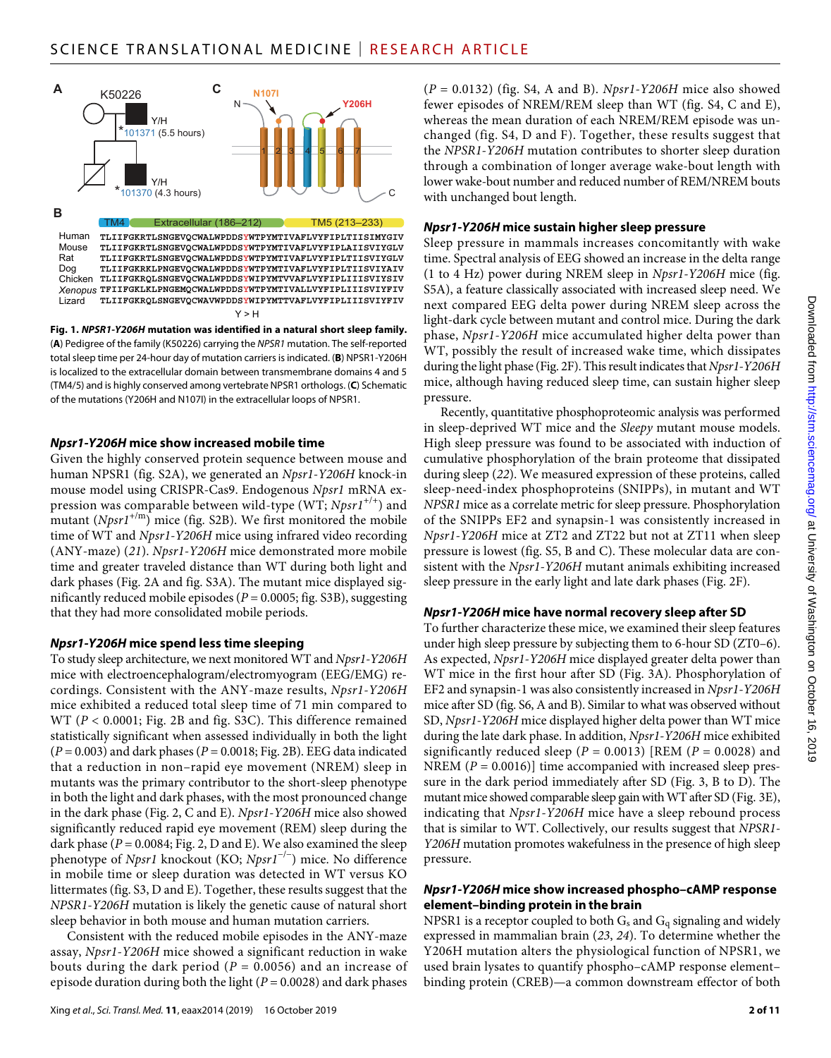Fig. 1. ***NPSR1-Y206H* mutation was identified in a natural short sleep family.** (**A**) Pedigree of the family (K50226) carrying the *NPSR1* mutation. The self-reported total sleep time per 24-hour day of mutation carriers is indicated. (**B**) NPSR1-Y206H is localized to the extracellular domain between transmembrane domains 4 and 5 (TM4/5) and is highly conserved among vertebrate NPSR1 orthologs. (**C**) Schematic of the mutations (Y206H and N107I) in the extracellular loops of NPSR1.

### *Npsr1-Y206H* mice show increased mobile time

Given the highly conserved protein sequence between mouse and human NPSR1 (fig. S2A), we generated an *Npsr1-Y206H* knock-in mouse model using CRISPR-Cas9. Endogenous *Npsr1* mRNA expression was comparable between wild-type (WT; $Npsr1^{+/+}$) and mutant ($Npsr1^{+/m}$) mice (fig. S2B). We first monitored the mobile time of WT and *Npsr1-Y206H* mice using infrared video recording (ANY-maze) (*21*). *Npsr1-Y206H* mice demonstrated more mobile time and greater traveled distance than WT during both light and dark phases (Fig. 2A and fig. S3A). The mutant mice displayed significantly reduced mobile episodes ($P = 0.0005$; fig. S3B), suggesting that they had more consolidated mobile periods.

### *Npsr1-Y206H* mice spend less time sleeping

To study sleep architecture, we next monitored WT and *Npsr1-Y206H* mice with electroencephalogram/electromyogram (EEG/EMG) recordings. Consistent with the ANY-maze results, *Npsr1-Y206H* mice exhibited a reduced total sleep time of 71 min compared to WT ($P < 0.0001$; Fig. 2B and fig. S3C). This difference remained statistically significant when assessed individually in both the light ($P = 0.003$) and dark phases ($P = 0.0018$; Fig. 2B). EEG data indicated that a reduction in non–rapid eye movement (NREM) sleep in mutants was the primary contributor to the short-sleep phenotype in both the light and dark phases, with the most pronounced change in the dark phase (Fig. 2, C and E). *Npsr1-Y206H* mice also showed significantly reduced rapid eye movement (REM) sleep during the dark phase ($P = 0.0084$; Fig. 2, D and E). We also examined the sleep phenotype of *Npsr1* knockout (KO; $Npsr1^{-/-}$) mice. No difference in mobile time or sleep duration was detected in WT versus KO littermates (fig. S3, D and E). Together, these results suggest that the *NPSR1-Y206H* mutation is likely the genetic cause of natural short sleep behavior in both mouse and human mutation carriers.

Consistent with the reduced mobile episodes in the ANY-maze assay, *Npsr1-Y206H* mice showed a significant reduction in wake bouts during the dark period ($P = 0.0056$) and an increase of episode duration during both the light ($P = 0.0028$) and dark phases ($P = 0.0132$) (fig. S4, A and B). *Npsr1-Y206H* mice also showed fewer episodes of NREM/REM sleep than WT (fig. S4, C and E), whereas the mean duration of each NREM/REM episode was unchanged (fig. S4, D and F). Together, these results suggest that the *NPSR1-Y206H* mutation contributes to shorter sleep duration through a combination of longer average wake-bout length with lower wake-bout number and reduced number of REM/NREM bouts with unchanged bout length.

### *Npsr1-Y206H* mice sustain higher sleep pressure

Sleep pressure in mammals increases concomitantly with wake time. Spectral analysis of EEG showed an increase in the delta range (1 to 4 Hz) power during NREM sleep in *Npsr1-Y206H* mice (fig. S5A), a feature classically associated with increased sleep need. We next compared EEG delta power during NREM sleep across the light-dark cycle between mutant and control mice. During the dark phase, *Npsr1-Y206H* mice accumulated higher delta power than WT, possibly the result of increased wake time, which dissipates during the light phase (Fig. 2F). This result indicates that *Npsr1-Y206H* mice, although having reduced sleep time, can sustain higher sleep pressure.

Recently, quantitative phosphoproteomic analysis was performed in sleep-deprived WT mice and the *Sleepy* mutant mouse models. High sleep pressure was found to be associated with induction of cumulative phosphorylation of the brain proteome that dissipated during sleep (*22*). We measured expression of these proteins, called sleep-need-index phosphoproteins (SNIPPs), in mutant and WT *NPSR1* mice as a correlate metric for sleep pressure. Phosphorylation of the SNIPPs EF2 and synapsin-1 was consistently increased in *Npsr1-Y206H* mice at ZT2 and ZT22 but not at ZT11 when sleep pressure is lowest (fig. S5, B and C). These molecular data are consistent with the *Npsr1-Y206H* mutant animals exhibiting increased sleep pressure in the early light and late dark phases (Fig. 2F).

### *Npsr1-Y206H* mice have normal recovery sleep after SD

To further characterize these mice, we examined their sleep features under high sleep pressure by subjecting them to 6-hour SD (ZT0–6). As expected, *Npsr1-Y206H* mice displayed greater delta power than WT mice in the first hour after SD (Fig. 3A). Phosphorylation of EF2 and synapsin-1 was also consistently increased in *Npsr1-Y206H* mice after SD (fig. S6, A and B). Similar to what was observed without SD, *Npsr1-Y206H* mice displayed higher delta power than WT mice during the late dark phase. In addition, *Npsr1-Y206H* mice exhibited significantly reduced sleep ($P = 0.0013$) [REM ($P = 0.0028$) and NREM ($P = 0.0016$)] time accompanied with increased sleep pressure in the dark period immediately after SD (Fig. 3, B to D). The mutant mice showed comparable sleep gain with WT after SD (Fig. 3E), indicating that *Npsr1-Y206H* mice have a sleep rebound process that is similar to WT. Collectively, our results suggest that *NPSR1-Y206H* mutation promotes wakefulness in the presence of high sleep pressure.

### *Npsr1-Y206H* mice show increased phospho–cAMP response element–binding protein in the brain

NPSR1 is a receptor coupled to both $G_s$ and $G_q$ signaling and widely expressed in mammalian brain (*23*, *24*). To determine whether the Y206H mutation alters the physiological function of NPSR1, we used brain lysates to quantify phospho–cAMP response element–binding protein (CREB)—a common downstream effector of both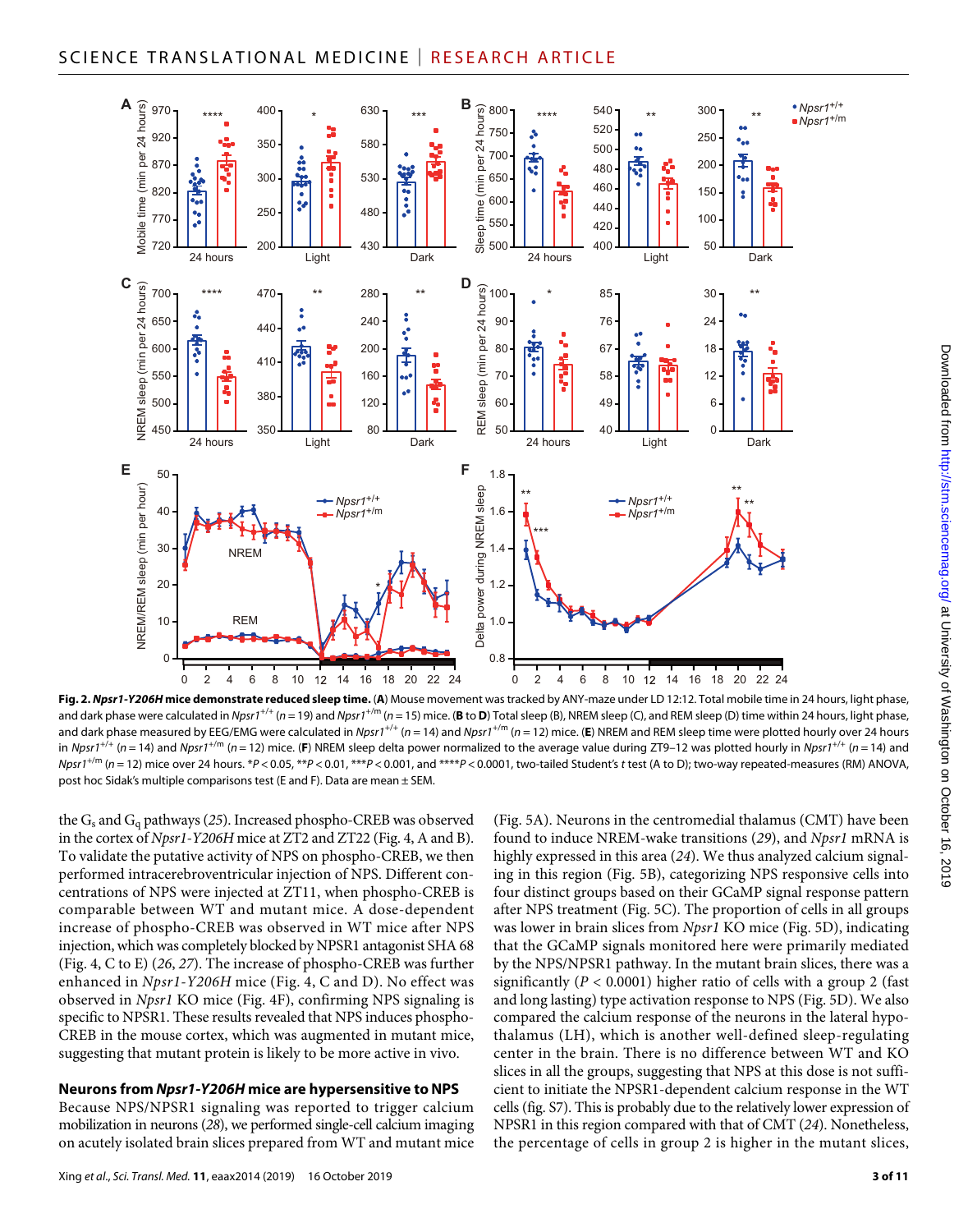**Fig. 2. *Npsr1-Y206H* mice demonstrate reduced sleep time.** (**A**) Mouse movement was tracked by ANY-maze under LD 12:12. Total mobile time in 24 hours, light phase, and dark phase were calculated in $Npsr1^{+/+}$ ($n = 19$) and $Npsr1^{+/m}$ ($n = 15$) mice. (**B** to **D**) Total sleep (B), NREM sleep (C), and REM sleep (D) time within 24 hours, light phase, and dark phase measured by EEG/EMG were calculated in $Npsr1^{+/+}$ ($n = 14$) and $Npsr1^{+/m}$ ($n = 12$) mice. (**E**) NREM and REM sleep time were plotted hourly over 24 hours in $Npsr1^{+/+}$ ($n = 14$) and $Npsr1^{+/m}$ ($n = 12$) mice. (**F**) NREM sleep delta power normalized to the average value during ZT9–12 was plotted hourly in $Npsr1^{+/+}$ ($n = 14$) and $Npsr1^{+/m}$ ($n = 12$) mice over 24 hours. \*$P < 0.05$, \*\*$P < 0.01$, \*\*\*$P < 0.001$, and \*\*\*\*$P < 0.0001$, two-tailed Student's *t* test (A to D); two-way repeated-measures (RM) ANOVA, post hoc Sidak's multiple comparisons test (E and F). Data are mean ± SEM.

the $G_s$ and $G_q$ pathways (*25*). Increased phospho-CREB was observed in the cortex of *Npsr1-Y206H* mice at ZT2 and ZT22 (Fig. 4, A and B). To validate the putative activity of NPS on phospho-CREB, we then performed intracerebroventricular injection of NPS. Different concentrations of NPS were injected at ZT11, when phospho-CREB is comparable between WT and mutant mice. A dose-dependent increase of phospho-CREB was observed in WT mice after NPS injection, which was completely blocked by NPSR1 antagonist SHA 68 (Fig. 4, C to E) (*26*, *27*). The increase of phospho-CREB was further enhanced in *Npsr1-Y206H* mice (Fig. 4, C and D). No effect was observed in *Npsr1* KO mice (Fig. 4F), confirming NPS signaling is specific to NPSR1. These results revealed that NPS induces phospho-CREB in the mouse cortex, which was augmented in mutant mice, suggesting that mutant protein is likely to be more active in vivo.

### Neurons from *Npsr1-Y206H* mice are hypersensitive to NPS

Because NPS/NPSR1 signaling was reported to trigger calcium mobilization in neurons (*28*), we performed single-cell calcium imaging on acutely isolated brain slices prepared from WT and mutant mice (Fig. 5A). Neurons in the centromedial thalamus (CMT) have been found to induce NREM-wake transitions (*29*), and *Npsr1* mRNA is highly expressed in this area (*24*). We thus analyzed calcium signaling in this region (Fig. 5B), categorizing NPS responsive cells into four distinct groups based on their GCaMP signal response pattern after NPS treatment (Fig. 5C). The proportion of cells in all groups was lower in brain slices from *Npsr1* KO mice (Fig. 5D), indicating that the GCaMP signals monitored here were primarily mediated by the NPS/NPSR1 pathway. In the mutant brain slices, there was a significantly ($P < 0.0001$) higher ratio of cells with a group 2 (fast and long lasting) type activation response to NPS (Fig. 5D). We also compared the calcium response of the neurons in the lateral hypothalamus (LH), which is another well-defined sleep-regulating center in the brain. There is no difference between WT and KO slices in all the groups, suggesting that NPS at this dose is not sufficient to initiate the NPSR1-dependent calcium response in the WT cells (fig. S7). This is probably due to the relatively lower expression of NPSR1 in this region compared with that of CMT (*24*). Nonetheless, the percentage of cells in group 2 is higher in the mutant slices,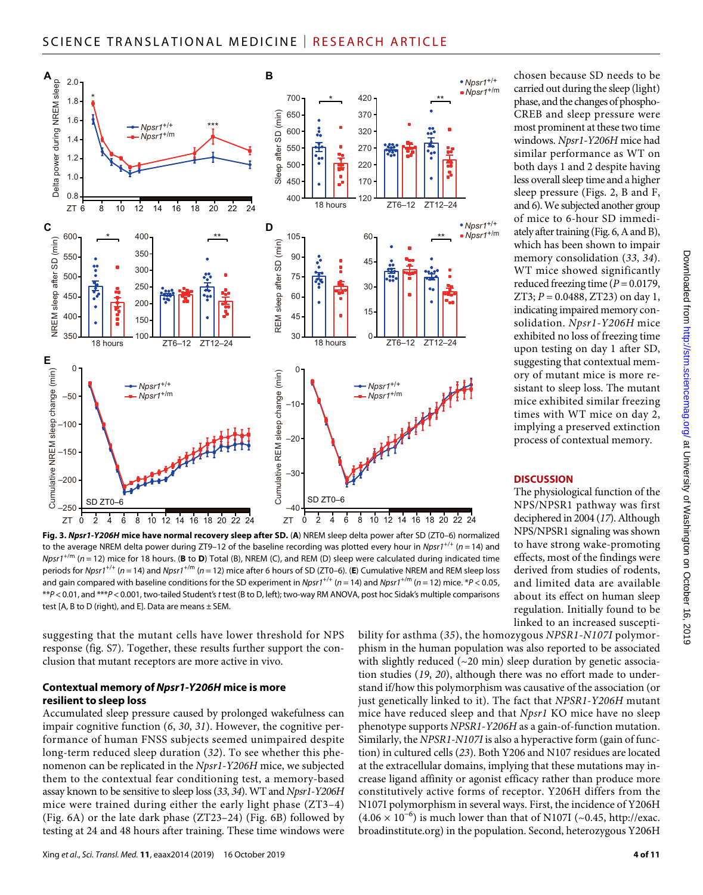**Fig. 3. *Npsr1-Y206H* mice have normal recovery sleep after SD.** (**A**) NREM sleep delta power after SD (ZT0–6) normalized to the average NREM delta power during ZT9–12 of the baseline recording was plotted every hour in $Npsr1^{+/+}$ ($n = 14$) and $Npsr1^{+/m}$ ($n = 12$) mice for 18 hours. (**B** to **D**) Total (B), NREM (C), and REM (D) sleep were calculated during indicated time periods for $Npsr1^{+/+}$ ($n = 14$) and $Npsr1^{+/m}$ ($n = 12$) mice after 6 hours of SD (ZT0–6). (**E**) Cumulative NREM and REM sleep loss and gain compared with baseline conditions for the SD experiment in $Npsr1^{+/+}$ ($n = 14$) and $Npsr1^{+/m}$ ($n = 12$) mice. $*P < 0.05$, $**P < 0.01$, and $***P < 0.001$, two-tailed Student's $t$ test (B to D, left); two-way RM ANOVA, post hoc Sidak's multiple comparisons test [A, B to D (right), and E]. Data are means ± SEM.

suggesting that the mutant cells have lower threshold for NPS response (fig. S7). Together, these results further support the conclusion that mutant receptors are more active in vivo.

### Contextual memory of *Npsr1-Y206H* mice is more resilient to sleep loss

Accumulated sleep pressure caused by prolonged wakefulness can impair cognitive function (6, 30, 31). However, the cognitive performance of human FNSS subjects seemed unimpaired despite long-term reduced sleep duration (32). To see whether this phenomenon can be replicated in the *Npsr1-Y206H* mice, we subjected them to the contextual fear conditioning test, a memory-based assay known to be sensitive to sleep loss (33, 34). WT and *Npsr1-Y206H* mice were trained during either the early light phase (ZT3–4) (Fig. 6A) or the late dark phase (ZT23–24) (Fig. 6B) followed by testing at 24 and 48 hours after training. These time windows were chosen because SD needs to be carried out during the sleep (light) phase, and the changes of phospho-CREB and sleep pressure were most prominent at these two time windows. *Npsr1-Y206H* mice had similar performance as WT on both days 1 and 2 despite having less overall sleep time and a higher sleep pressure (Figs. 2, B and F, and 6). We subjected another group of mice to 6-hour SD immediately after training (Fig. 6, A and B), which has been shown to impair memory consolidation (33, 34). WT mice showed significantly reduced freezing time ($P = 0.0179$, ZT3; $P = 0.0488$, ZT23) on day 1, indicating impaired memory consolidation. *Npsr1-Y206H* mice exhibited no loss of freezing time upon testing on day 1 after SD, suggesting that contextual memory of mutant mice is more resistant to sleep loss. The mutant mice exhibited similar freezing times with WT mice on day 2, implying a preserved extinction process of contextual memory.

## DISCUSSION

The physiological function of the NPS/NPSR1 pathway was first deciphered in 2004 (17). Although NPS/NPSR1 signaling was shown to have strong wake-promoting effects, most of the findings were derived from studies of rodents, and limited data are available about its effect on human sleep regulation. Initially found to be linked to an increased susceptibility for asthma (35), the homozygous *NPSR1-N107I* polymorphism in the human population was also reported to be associated with slightly reduced (~20 min) sleep duration by genetic association studies (19, 20), although there was no effort made to understand if/how this polymorphism was causative of the association (or just genetically linked to it). The fact that *NPSR1-Y206H* mutant mice have reduced sleep and that *Npsr1* KO mice have no sleep phenotype supports *NPSR1-Y206H* as a gain-of-function mutation. Similarly, the *NPSR1-N107I* is also a hyperactive form (gain of function) in cultured cells (23). Both Y206 and N107 residues are located at the extracellular domains, implying that these mutations may increase ligand affinity or agonist efficacy rather than produce more constitutively active forms of receptor. Y206H differs from the N107I polymorphism in several ways. First, the incidence of Y206H ($4.06 \times 10^{-6}$) is much lower than that of N107I (~0.45, http://exac.broadinstitute.org) in the population. Second, heterozygous Y206H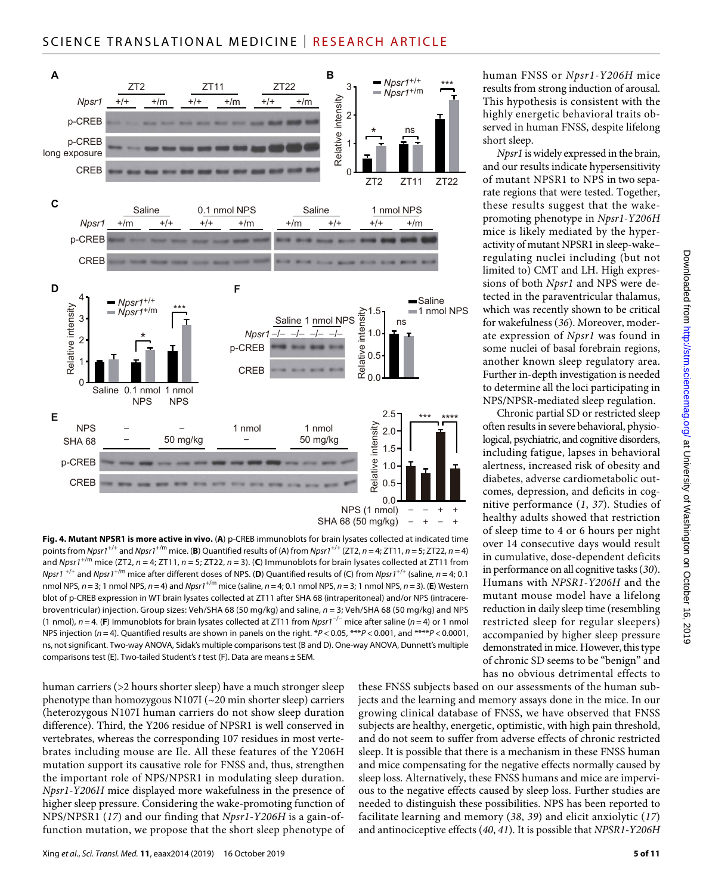**Fig. 4. Mutant NPSR1 is more active in vivo.** (**A**) p-CREB immunoblots for brain lysates collected at indicated time points from *Npsr1*$^{+/+}$ and *Npsr1*$^{+/m}$ mice. (**B**) Quantified results of (A) from *Npsr1*$^{+/+}$ (ZT2, *n* = 4; ZT11, *n* = 5; ZT22, *n* = 4) and *Npsr1*$^{+/m}$ mice (ZT2, *n* = 4; ZT11, *n* = 5; ZT22, *n* = 3). (**C**) Immunoblots for brain lysates collected at ZT11 from *Npsr1*$^{+/+}$ and *Npsr1*$^{+/m}$ mice after different doses of NPS. (**D**) Quantified results of (C) from *Npsr1*$^{+/+}$ (saline, *n* = 4; 0.1 nmol NPS, *n* = 3; 1 nmol NPS, *n* = 4) and *Npsr1*$^{+/m}$ mice (saline, *n* = 4; 0.1 nmol NPS, *n* = 3; 1 nmol NPS, *n* = 3). (**E**) Western blot of p-CREB expression in WT brain lysates collected at ZT11 after SHA 68 (intraperitoneal) and/or NPS (intracerebroventricular) injection. Group sizes: Veh/SHA 68 (50 mg/kg) and saline, *n* = 3; Veh/SHA 68 (50 mg/kg) and NPS (1 nmol), *n* = 4. (**F**) Immunoblots for brain lysates collected at ZT11 from *Npsr1*$^{-/-}$ mice after saline (*n* = 4) or 1 nmol NPS injection (*n* = 4). Quantified results are shown in panels on the right. $^{*}P < 0.05$, $^{***}P < 0.001$, and $^{****}P < 0.0001$, ns, not significant. Two-way ANOVA, Sidak's multiple comparisons test (B and D). One-way ANOVA, Dunnett's multiple comparisons test (E). Two-tailed Student's *t* test (F). Data are means ± SEM.

human carriers (>2 hours shorter sleep) have a much stronger sleep phenotype than homozygous N107I (~20 min shorter sleep) carriers (heterozygous N107I human carriers do not show sleep duration difference). Third, the Y206 residue of NPSR1 is well conserved in vertebrates, whereas the corresponding 107 residues in most vertebrates including mouse are Ile. All these features of the Y206H mutation support its causative role for FNSS and, thus, strengthen the important role of NPS/NPSR1 in modulating sleep duration. *Npsr1-Y206H* mice displayed more wakefulness in the presence of higher sleep pressure. Considering the wake-promoting function of NPS/NPSR1 (*17*) and our finding that *Npsr1-Y206H* is a gain-of-function mutation, we propose that the short sleep phenotype of human FNSS or *Npsr1-Y206H* mice results from strong induction of arousal. This hypothesis is consistent with the highly energetic behavioral traits observed in human FNSS, despite lifelong short sleep.

*Npsr1* is widely expressed in the brain, and our results indicate hypersensitivity of mutant NPSR1 to NPS in two separate regions that were tested. Together, these results suggest that the wake-promoting phenotype in *Npsr1-Y206H* mice is likely mediated by the hyperactivity of mutant NPSR1 in sleep-wake–regulating nuclei including (but not limited to) CMT and LH. High expressions of both *Npsr1* and NPS were detected in the paraventricular thalamus, which was recently shown to be critical for wakefulness (*36*). Moreover, moderate expression of *Npsr1* was found in some nuclei of basal forebrain regions, another known sleep regulatory area. Further in-depth investigation is needed to determine all the loci participating in NPS/NPSR-mediated sleep regulation.

Chronic partial SD or restricted sleep often results in severe behavioral, physiological, psychiatric, and cognitive disorders, including fatigue, lapses in behavioral alertness, increased risk of obesity and diabetes, adverse cardiometabolic outcomes, depression, and deficits in cognitive performance (*1*, *37*). Studies of healthy adults showed that restriction of sleep time to 4 or 6 hours per night over 14 consecutive days would result in cumulative, dose-dependent deficits in performance on all cognitive tasks (*30*). Humans with *NPSR1-Y206H* and the mutant mouse model have a lifelong reduction in daily sleep time (resembling restricted sleep for regular sleepers) accompanied by higher sleep pressure demonstrated in mice. However, this type of chronic SD seems to be "benign" and has no obvious detrimental effects to these FNSS subjects based on our assessments of the human subjects and the learning and memory assays done in the mice. In our growing clinical database of FNSS, we have observed that FNSS subjects are healthy, energetic, optimistic, with high pain threshold, and do not seem to suffer from adverse effects of chronic restricted sleep. It is possible that there is a mechanism in these FNSS human and mice compensating for the negative effects normally caused by sleep loss. Alternatively, these FNSS humans and mice are impervious to the negative effects caused by sleep loss. Further studies are needed to distinguish these possibilities. NPS has been reported to facilitate learning and memory (*38*, *39*) and elicit anxiolytic (*17*) and antinociceptive effects (*40*, *41*). It is possible that *NPSR1-Y206H*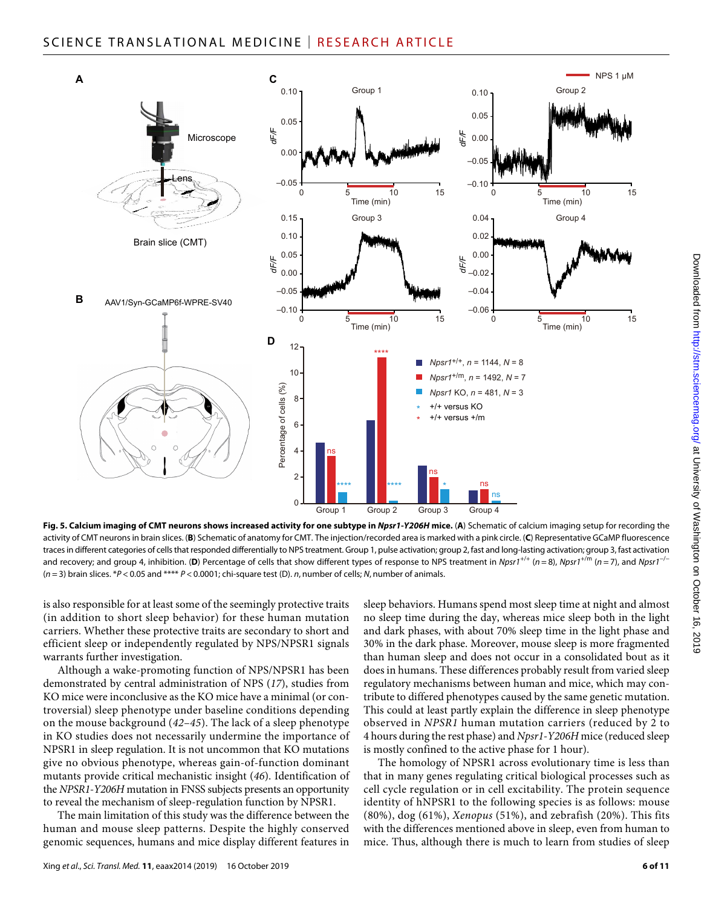**Fig. 5. Calcium imaging of CMT neurons shows increased activity for one subtype in *Npsr1-Y206H* mice.** (**A**) Schematic of calcium imaging setup for recording the activity of CMT neurons in brain slices. (**B**) Schematic of anatomy for CMT. The injection/recorded area is marked with a pink circle. (**C**) Representative GCaMP fluorescence traces in different categories of cells that responded differentially to NPS treatment. Group 1, pulse activation; group 2, fast and long-lasting activation; group 3, fast activation and recovery; and group 4, inhibition. (**D**) Percentage of cells that show different types of response to NPS treatment in $Npsr1^{+/+}$ ($n = 8$), $Npsr1^{+/m}$ ($n = 7$), and $Npsr1^{-/-}$ ($n = 3$) brain slices. *$P < 0.05$ and **** $P < 0.0001$; chi-square test (D). *n*, number of cells; *N*, number of animals.

is also responsible for at least some of the seemingly protective traits (in addition to short sleep behavior) for these human mutation carriers. Whether these protective traits are secondary to short and efficient sleep or independently regulated by NPS/NPSR1 signals warrants further investigation.

Although a wake-promoting function of NPS/NPSR1 has been demonstrated by central administration of NPS (*17*), studies from KO mice were inconclusive as the KO mice have a minimal (or controversial) sleep phenotype under baseline conditions depending on the mouse background (*42*–*45*). The lack of a sleep phenotype in KO studies does not necessarily undermine the importance of NPSR1 in sleep regulation. It is not uncommon that KO mutations give no obvious phenotype, whereas gain-of-function dominant mutants provide critical mechanistic insight (*46*). Identification of the *NPSR1-Y206H* mutation in FNSS subjects presents an opportunity to reveal the mechanism of sleep-regulation function by NPSR1.

The main limitation of this study was the difference between the human and mouse sleep patterns. Despite the highly conserved genomic sequences, humans and mice display different features in sleep behaviors. Humans spend most sleep time at night and almost no sleep time during the day, whereas mice sleep both in the light and dark phases, with about 70% sleep time in the light phase and 30% in the dark phase. Moreover, mouse sleep is more fragmented than human sleep and does not occur in a consolidated bout as it does in humans. These differences probably result from varied sleep regulatory mechanisms between human and mice, which may contribute to differed phenotypes caused by the same genetic mutation. This could at least partly explain the difference in sleep phenotype observed in *NPSR1* human mutation carriers (reduced by 2 to 4 hours during the rest phase) and *Npsr1-Y206H* mice (reduced sleep is mostly confined to the active phase for 1 hour).

The homology of NPSR1 across evolutionary time is less than that in many genes regulating critical biological processes such as cell cycle regulation or in cell excitability. The protein sequence identity of hNPSR1 to the following species is as follows: mouse (80%), dog (61%), *Xenopus* (51%), and zebrafish (20%). This fits with the differences mentioned above in sleep, even from human to mice. Thus, although there is much to learn from studies of sleep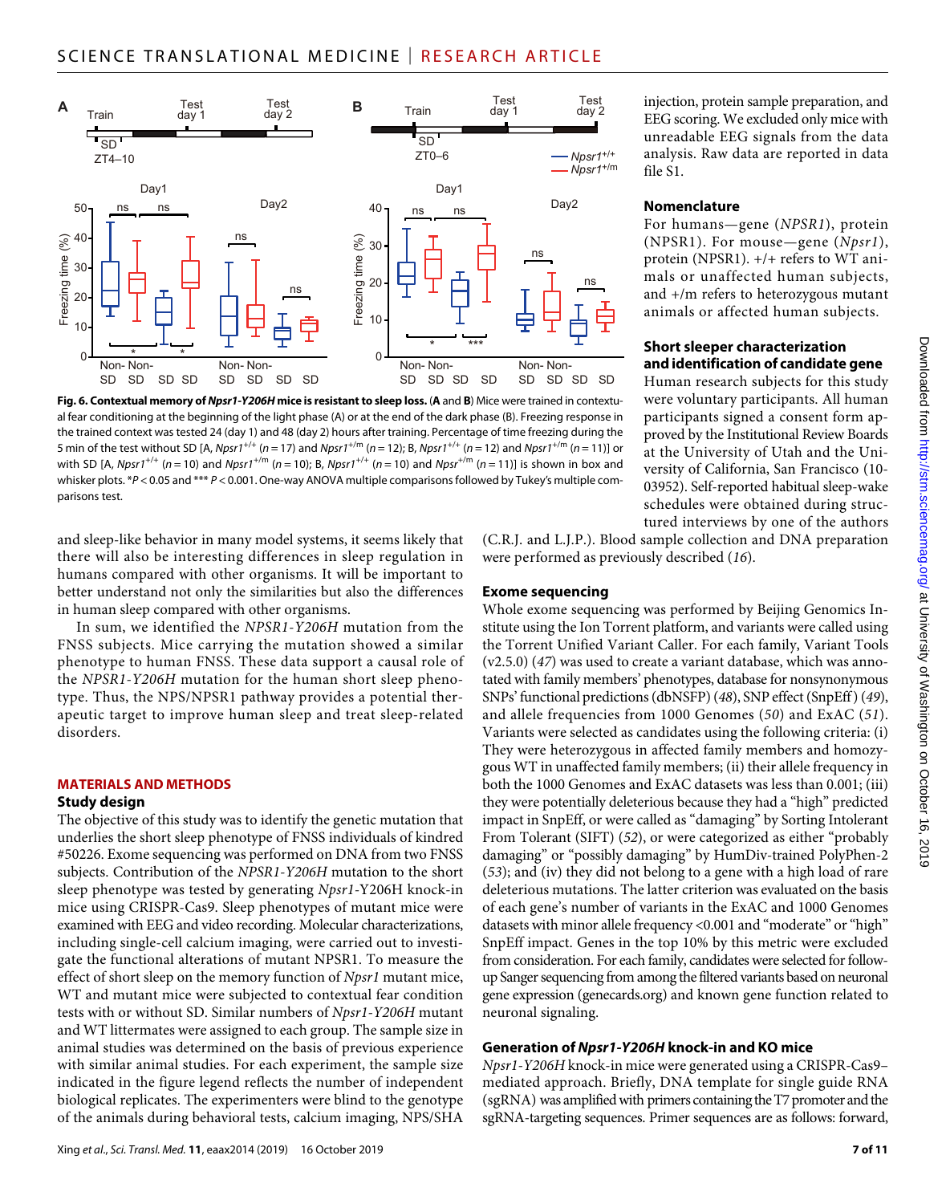**Fig. 6. Contextual memory of *Npsr1-Y206H* mice is resistant to sleep loss.** (**A** and **B**) Mice were trained in contextual fear conditioning at the beginning of the light phase (A) or at the end of the dark phase (B). Freezing response in the trained context was tested 24 (day 1) and 48 (day 2) hours after training. Percentage of time freezing during the 5 min of the test without SD [A, $Npsr1^{+/+}$ ($n = 17$) and $Npsr1^{+/m}$ ($n = 12$); B, $Npsr1^{+/+}$ ($n = 12$) and $Npsr1^{+/m}$ ($n = 11$)] or with SD [A, $Npsr1^{+/+}$ ($n = 10$) and $Npsr1^{+/m}$ ($n = 10$); B, $Npsr1^{+/+}$ ($n = 10$) and $Npsr^{+/m}$ ($n = 11$)] is shown in box and whisker plots. *$P < 0.05$ and *** $P < 0.001$. One-way ANOVA multiple comparisons followed by Tukey's multiple comparisons test.

and sleep-like behavior in many model systems, it seems likely that there will also be interesting differences in sleep regulation in humans compared with other organisms. It will be important to better understand not only the similarities but also the differences in human sleep compared with other organisms.

In sum, we identified the *NPSR1-Y206H* mutation from the FNSS subjects. Mice carrying the mutation showed a similar phenotype to human FNSS. These data support a causal role of the *NPSR1-Y206H* mutation for the human short sleep phenotype. Thus, the NPS/NPSR1 pathway provides a potential therapeutic target to improve human sleep and treat sleep-related disorders.

## MATERIALS AND METHODS

### Study design

The objective of this study was to identify the genetic mutation that underlies the short sleep phenotype of FNSS individuals of kindred #50226. Exome sequencing was performed on DNA from two FNSS subjects. Contribution of the *NPSR1-Y206H* mutation to the short sleep phenotype was tested by generating *Npsr1*-Y206H knock-in mice using CRISPR-Cas9. Sleep phenotypes of mutant mice were examined with EEG and video recording. Molecular characterizations, including single-cell calcium imaging, were carried out to investigate the functional alterations of mutant NPSR1. To measure the effect of short sleep on the memory function of *Npsr1* mutant mice, WT and mutant mice were subjected to contextual fear condition tests with or without SD. Similar numbers of *Npsr1-Y206H* mutant and WT littermates were assigned to each group. The sample size in animal studies was determined on the basis of previous experience with similar animal studies. For each experiment, the sample size indicated in the figure legend reflects the number of independent biological replicates. The experimenters were blind to the genotype of the animals during behavioral tests, calcium imaging, NPS/SHA injection, protein sample preparation, and EEG scoring. We excluded only mice with unreadable EEG signals from the data analysis. Raw data are reported in data file S1.

### Nomenclature

For humans—gene (*NPSR1*), protein (NPSR1). For mouse—gene (*Npsr1*), protein (NPSR1). +/+ refers to WT animals or unaffected human subjects, and +/m refers to heterozygous mutant animals or affected human subjects.

### Short sleeper characterization and identification of candidate gene

Human research subjects for this study were voluntary participants. All human participants signed a consent form approved by the Institutional Review Boards at the University of Utah and the University of California, San Francisco (10-03952). Self-reported habitual sleep-wake schedules were obtained during structured interviews by one of the authors (C.R.J. and L.J.P.). Blood sample collection and DNA preparation were performed as previously described (*16*).

### Exome sequencing

Whole exome sequencing was performed by Beijing Genomics Institute using the Ion Torrent platform, and variants were called using the Torrent Unified Variant Caller. For each family, Variant Tools (v2.5.0) (*47*) was used to create a variant database, which was annotated with family members' phenotypes, database for nonsynonymous SNPs' functional predictions (dbNSFP) (*48*), SNP effect (SnpEff) (*49*), and allele frequencies from 1000 Genomes (*50*) and ExAC (*51*). Variants were selected as candidates using the following criteria: (i) They were heterozygous in affected family members and homozygous WT in unaffected family members; (ii) their allele frequency in both the 1000 Genomes and ExAC datasets was less than 0.001; (iii) they were potentially deleterious because they had a "high" predicted impact in SnpEff, or were called as "damaging" by Sorting Intolerant From Tolerant (SIFT) (*52*), or were categorized as either "probably damaging" or "possibly damaging" by HumDiv-trained PolyPhen-2 (*53*); and (iv) they did not belong to a gene with a high load of rare deleterious mutations. The latter criterion was evaluated on the basis of each gene's number of variants in the ExAC and 1000 Genomes datasets with minor allele frequency <0.001 and "moderate" or "high" SnpEff impact. Genes in the top 10% by this metric were excluded from consideration. For each family, candidates were selected for follow-up Sanger sequencing from among the filtered variants based on neuronal gene expression (genecards.org) and known gene function related to neuronal signaling.

### Generation of *Npsr1-Y206H* knock-in and KO mice

*Npsr1-Y206H* knock-in mice were generated using a CRISPR-Cas9–mediated approach. Briefly, DNA template for single guide RNA (sgRNA) was amplified with primers containing the T7 promoter and the sgRNA-targeting sequences. Primer sequences are as follows: forward,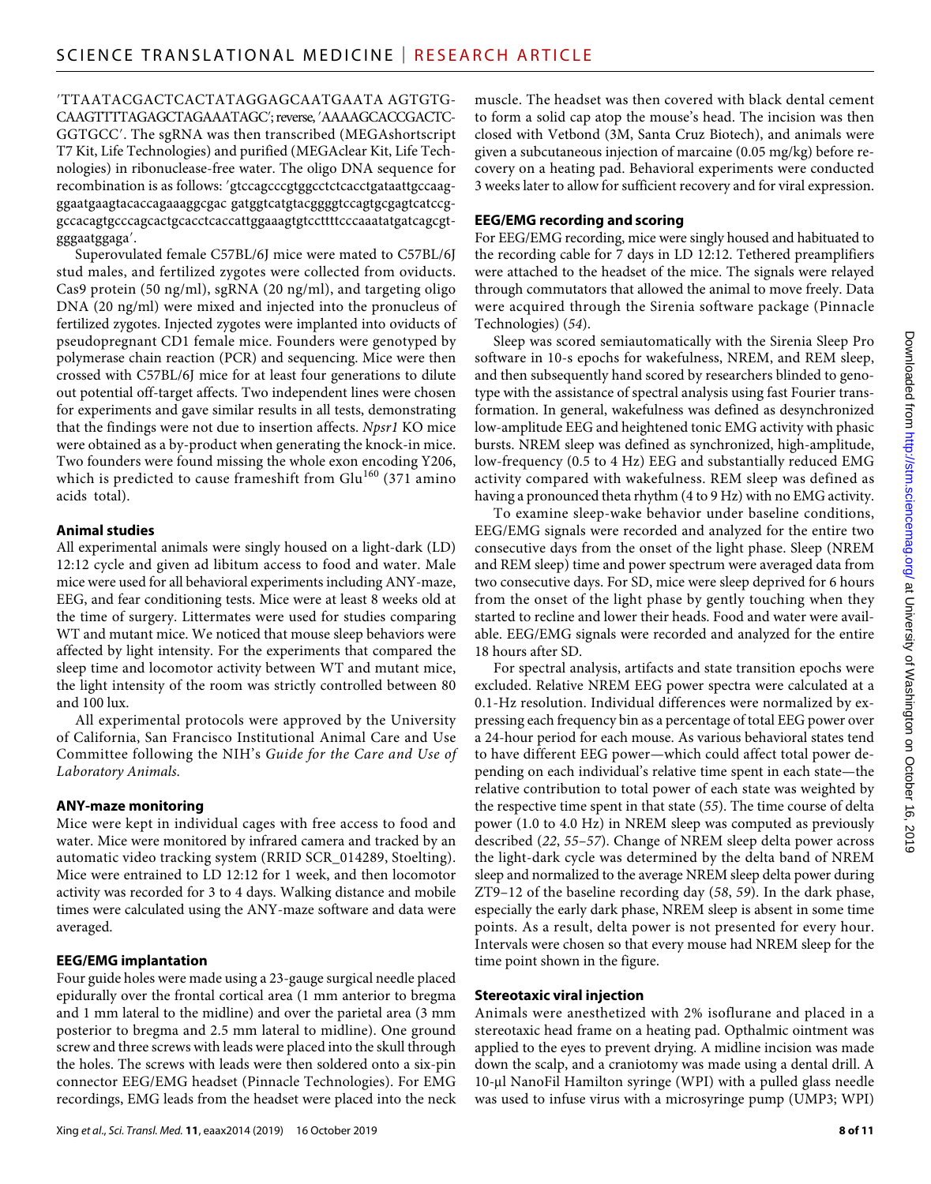′TTAATACGACTCACTATAGGAGCAATGAATA AGTGTG-CAAGTTTTAGAGCTAGAAATAGC′; reverse, ′AAAAGCACCGACTC-GGTGCC′. The sgRNA was then transcribed (MEGAshortscript T7 Kit, Life Technologies) and purified (MEGAclear Kit, Life Technologies) in ribonuclease-free water. The oligo DNA sequence for recombination is as follows: ′gtccagcccgtggcctctcacctgataattgccaag-ggaatgaagtacaccagaaaggcgac gatggtcatgtacggggtccagtgcgagtcatccg-gccacagtgcccagcactgcacctcaccattggaaagtgtccttttcccaaatatgatcagcgt-gggaatggaga′.

Superovulated female C57BL/6J mice were mated to C57BL/6J stud males, and fertilized zygotes were collected from oviducts. Cas9 protein (50 ng/ml), sgRNA (20 ng/ml), and targeting oligo DNA (20 ng/ml) were mixed and injected into the pronucleus of fertilized zygotes. Injected zygotes were implanted into oviducts of pseudopregnant CD1 female mice. Founders were genotyped by polymerase chain reaction (PCR) and sequencing. Mice were then crossed with C57BL/6J mice for at least four generations to dilute out potential off-target affects. Two independent lines were chosen for experiments and gave similar results in all tests, demonstrating that the findings were not due to insertion affects. *Npsr1* KO mice were obtained as a by-product when generating the knock-in mice. Two founders were found missing the whole exon encoding Y206, which is predicted to cause frameshift from $Glu^{160}$ (371 amino acids total).

### Animal studies

All experimental animals were singly housed on a light-dark (LD) 12:12 cycle and given ad libitum access to food and water. Male mice were used for all behavioral experiments including ANY-maze, EEG, and fear conditioning tests. Mice were at least 8 weeks old at the time of surgery. Littermates were used for studies comparing WT and mutant mice. We noticed that mouse sleep behaviors were affected by light intensity. For the experiments that compared the sleep time and locomotor activity between WT and mutant mice, the light intensity of the room was strictly controlled between 80 and 100 lux.

All experimental protocols were approved by the University of California, San Francisco Institutional Animal Care and Use Committee following the NIH's *Guide for the Care and Use of Laboratory Animals*.

### ANY-maze monitoring

Mice were kept in individual cages with free access to food and water. Mice were monitored by infrared camera and tracked by an automatic video tracking system (RRID SCR_014289, Stoelting). Mice were entrained to LD 12:12 for 1 week, and then locomotor activity was recorded for 3 to 4 days. Walking distance and mobile times were calculated using the ANY-maze software and data were averaged.

### EEG/EMG implantation

Four guide holes were made using a 23-gauge surgical needle placed epidurally over the frontal cortical area (1 mm anterior to bregma and 1 mm lateral to the midline) and over the parietal area (3 mm posterior to bregma and 2.5 mm lateral to midline). One ground screw and three screws with leads were placed into the skull through the holes. The screws with leads were then soldered onto a six-pin connector EEG/EMG headset (Pinnacle Technologies). For EMG recordings, EMG leads from the headset were placed into the neck muscle. The headset was then covered with black dental cement to form a solid cap atop the mouse's head. The incision was then closed with Vetbond (3M, Santa Cruz Biotech), and animals were given a subcutaneous injection of marcaine (0.05 mg/kg) before recovery on a heating pad. Behavioral experiments were conducted 3 weeks later to allow for sufficient recovery and for viral expression.

### EEG/EMG recording and scoring

For EEG/EMG recording, mice were singly housed and habituated to the recording cable for 7 days in LD 12:12. Tethered preamplifiers were attached to the headset of the mice. The signals were relayed through commutators that allowed the animal to move freely. Data were acquired through the Sirenia software package (Pinnacle Technologies) (*54*).

Sleep was scored semiautomatically with the Sirenia Sleep Pro software in 10-s epochs for wakefulness, NREM, and REM sleep, and then subsequently hand scored by researchers blinded to genotype with the assistance of spectral analysis using fast Fourier transformation. In general, wakefulness was defined as desynchronized low-amplitude EEG and heightened tonic EMG activity with phasic bursts. NREM sleep was defined as synchronized, high-amplitude, low-frequency (0.5 to 4 Hz) EEG and substantially reduced EMG activity compared with wakefulness. REM sleep was defined as having a pronounced theta rhythm (4 to 9 Hz) with no EMG activity.

To examine sleep-wake behavior under baseline conditions, EEG/EMG signals were recorded and analyzed for the entire two consecutive days from the onset of the light phase. Sleep (NREM and REM sleep) time and power spectrum were averaged data from two consecutive days. For SD, mice were sleep deprived for 6 hours from the onset of the light phase by gently touching when they started to recline and lower their heads. Food and water were available. EEG/EMG signals were recorded and analyzed for the entire 18 hours after SD.

For spectral analysis, artifacts and state transition epochs were excluded. Relative NREM EEG power spectra were calculated at a 0.1-Hz resolution. Individual differences were normalized by expressing each frequency bin as a percentage of total EEG power over a 24-hour period for each mouse. As various behavioral states tend to have different EEG power—which could affect total power depending on each individual's relative time spent in each state—the relative contribution to total power of each state was weighted by the respective time spent in that state (*55*). The time course of delta power (1.0 to 4.0 Hz) in NREM sleep was computed as previously described (*22*, *55*–*57*). Change of NREM sleep delta power across the light-dark cycle was determined by the delta band of NREM sleep and normalized to the average NREM sleep delta power during ZT9–12 of the baseline recording day (*58*, *59*). In the dark phase, especially the early dark phase, NREM sleep is absent in some time points. As a result, delta power is not presented for every hour. Intervals were chosen so that every mouse had NREM sleep for the time point shown in the figure.

### Stereotaxic viral injection

Animals were anesthetized with 2% isoflurane and placed in a stereotaxic head frame on a heating pad. Opthalmic ointment was applied to the eyes to prevent drying. A midline incision was made down the scalp, and a craniotomy was made using a dental drill. A 10-μl NanoFil Hamilton syringe (WPI) with a pulled glass needle was used to infuse virus with a microsyringe pump (UMP3; WPI)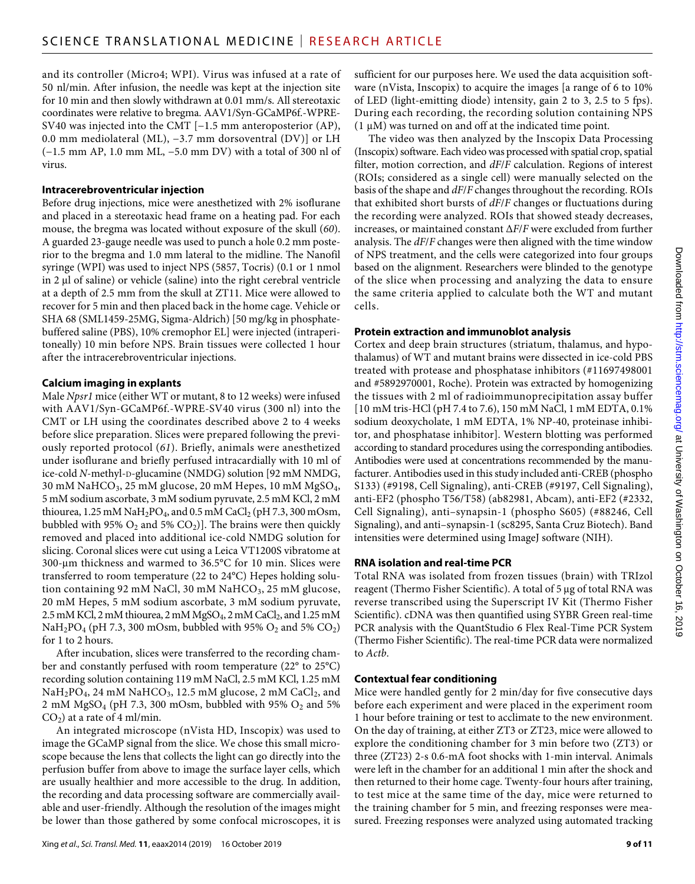and its controller (Micro4; WPI). Virus was infused at a rate of 50 nl/min. After infusion, the needle was kept at the injection site for 10 min and then slowly withdrawn at 0.01 mm/s. All stereotaxic coordinates were relative to bregma. AAV1/Syn-GCaMP6f.-WPRE-SV40 was injected into the CMT [−1.5 mm anteroposterior (AP), 0.0 mm mediolateral (ML), −3.7 mm dorsoventral (DV)] or LH (−1.5 mm AP, 1.0 mm ML, −5.0 mm DV) with a total of 300 nl of virus.

### Intracerebroventricular injection

Before drug injections, mice were anesthetized with 2% isoflurane and placed in a stereotaxic head frame on a heating pad. For each mouse, the bregma was located without exposure of the skull (60). A guarded 23-gauge needle was used to punch a hole 0.2 mm posterior to the bregma and 1.0 mm lateral to the midline. The Nanofil syringe (WPI) was used to inject NPS (5857, Tocris) (0.1 or 1 nmol in 2 μl of saline) or vehicle (saline) into the right cerebral ventricle at a depth of 2.5 mm from the skull at ZT11. Mice were allowed to recover for 5 min and then placed back in the home cage. Vehicle or SHA 68 (SML1459-25MG, Sigma-Aldrich) [50 mg/kg in phosphate-buffered saline (PBS), 10% cremophor EL] were injected (intraperitoneally) 10 min before NPS. Brain tissues were collected 1 hour after the intracerebroventricular injections.

### Calcium imaging in explants

Male *Npsr1* mice (either WT or mutant, 8 to 12 weeks) were infused with AAV1/Syn-GCaMP6f.-WPRE-SV40 virus (300 nl) into the CMT or LH using the coordinates described above 2 to 4 weeks before slice preparation. Slices were prepared following the previously reported protocol (61). Briefly, animals were anesthetized under isoflurane and briefly perfused intracardially with 10 ml of ice-cold *N*-methyl-D-glucamine (NMDG) solution [92 mM NMDG, 30 mM $NaHCO_3$, 25 mM glucose, 20 mM Hepes, 10 mM $MgSO_4$, 5 mM sodium ascorbate, 3 mM sodium pyruvate, 2.5 mM KCl, 2 mM thiourea, 1.25 mM $NaH_2PO_4$, and 0.5 mM $CaCl_2$ (pH 7.3, 300 mOsm, bubbled with 95% $O_2$ and 5% $CO_2$)]. The brains were then quickly removed and placed into additional ice-cold NMDG solution for slicing. Coronal slices were cut using a Leica VT1200S vibratome at 300-μm thickness and warmed to 36.5°C for 10 min. Slices were transferred to room temperature (22 to 24°C) Hepes holding solution containing 92 mM NaCl, 30 mM $NaHCO_3$, 25 mM glucose, 20 mM Hepes, 5 mM sodium ascorbate, 3 mM sodium pyruvate, 2.5 mM KCl, 2 mM thiourea, 2 mM $MgSO_4$, 2 mM $CaCl_2$, and 1.25 mM $NaH_2PO_4$ (pH 7.3, 300 mOsm, bubbled with 95% $O_2$ and 5% $CO_2$) for 1 to 2 hours.

After incubation, slices were transferred to the recording chamber and constantly perfused with room temperature (22° to 25°C) recording solution containing 119 mM NaCl, 2.5 mM KCl, 1.25 mM $NaH_2PO_4$, 24 mM $NaHCO_3$, 12.5 mM glucose, 2 mM $CaCl_2$, and 2 mM $MgSO_4$ (pH 7.3, 300 mOsm, bubbled with 95% $O_2$ and 5% $CO_2$) at a rate of 4 ml/min.

An integrated microscope (nVista HD, Inscopix) was used to image the GCaMP signal from the slice. We chose this small microscope because the lens that collects the light can go directly into the perfusion buffer from above to image the surface layer cells, which are usually healthier and more accessible to the drug. In addition, the recording and data processing software are commercially available and user-friendly. Although the resolution of the images might be lower than those gathered by some confocal microscopes, it is sufficient for our purposes here. We used the data acquisition software (nVista, Inscopix) to acquire the images [a range of 6 to 10% of LED (light-emitting diode) intensity, gain 2 to 3, 2.5 to 5 fps). During each recording, the recording solution containing NPS (1 μM) was turned on and off at the indicated time point.

The video was then analyzed by the Inscopix Data Processing (Inscopix) software. Each video was processed with spatial crop, spatial filter, motion correction, and $dF/F$ calculation. Regions of interest (ROIs; considered as a single cell) were manually selected on the basis of the shape and $dF/F$ changes throughout the recording. ROIs that exhibited short bursts of $dF/F$ changes or fluctuations during the recording were analyzed. ROIs that showed steady decreases, increases, or maintained constant $\Delta F/F$ were excluded from further analysis. The $dF/F$ changes were then aligned with the time window of NPS treatment, and the cells were categorized into four groups based on the alignment. Researchers were blinded to the genotype of the slice when processing and analyzing the data to ensure the same criteria applied to calculate both the WT and mutant cells.

### Protein extraction and immunoblot analysis

Cortex and deep brain structures (striatum, thalamus, and hypothalamus) of WT and mutant brains were dissected in ice-cold PBS treated with protease and phosphatase inhibitors (#11697498001 and #5892970001, Roche). Protein was extracted by homogenizing the tissues with 2 ml of radioimmunoprecipitation assay buffer [10 mM tris-HCl (pH 7.4 to 7.6), 150 mM NaCl, 1 mM EDTA, 0.1% sodium deoxycholate, 1 mM EDTA, 1% NP-40, proteinase inhibitor, and phosphatase inhibitor]. Western blotting was performed according to standard procedures using the corresponding antibodies. Antibodies were used at concentrations recommended by the manufacturer. Antibodies used in this study included anti-CREB (phospho S133) (#9198, Cell Signaling), anti-CREB (#9197, Cell Signaling), anti-EF2 (phospho T56/T58) (ab82981, Abcam), anti-EF2 (#2332, Cell Signaling), anti–synapsin-1 (phospho S605) (#88246, Cell Signaling), and anti–synapsin-1 (sc8295, Santa Cruz Biotech). Band intensities were determined using ImageJ software (NIH).

### RNA isolation and real-time PCR

Total RNA was isolated from frozen tissues (brain) with TRIzol reagent (Thermo Fisher Scientific). A total of 5 μg of total RNA was reverse transcribed using the Superscript IV Kit (Thermo Fisher Scientific). cDNA was then quantified using SYBR Green real-time PCR analysis with the QuantStudio 6 Flex Real-Time PCR System (Thermo Fisher Scientific). The real-time PCR data were normalized to *Actb*.

### Contextual fear conditioning

Mice were handled gently for 2 min/day for five consecutive days before each experiment and were placed in the experiment room 1 hour before training or test to acclimate to the new environment. On the day of training, at either ZT3 or ZT23, mice were allowed to explore the conditioning chamber for 3 min before two (ZT3) or three (ZT23) 2-s 0.6-mA foot shocks with 1-min interval. Animals were left in the chamber for an additional 1 min after the shock and then returned to their home cage. Twenty-four hours after training, to test mice at the same time of the day, mice were returned to the training chamber for 5 min, and freezing responses were measured. Freezing responses were analyzed using automated tracking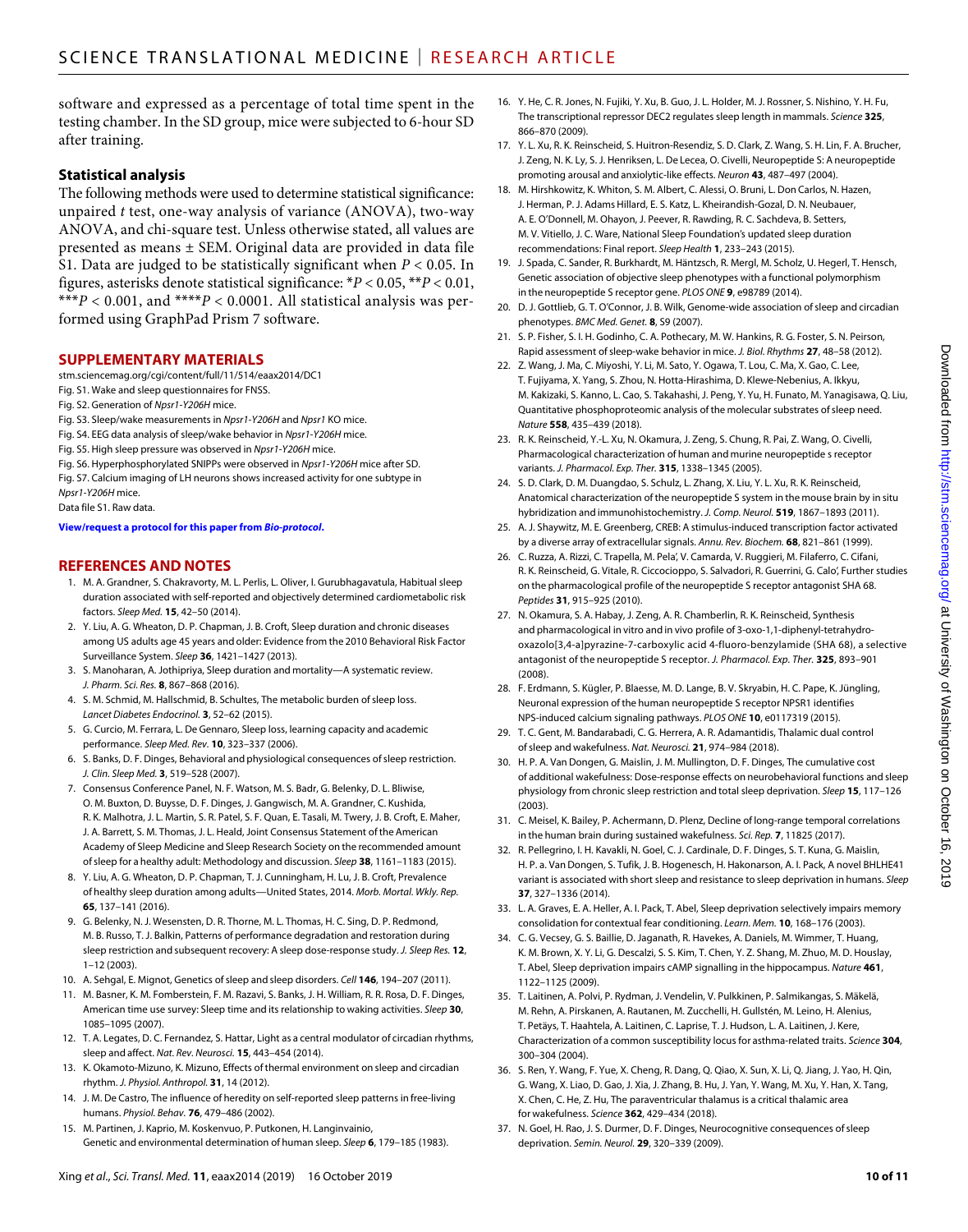software and expressed as a percentage of total time spent in the testing chamber. In the SD group, mice were subjected to 6-hour SD after training.

### Statistical analysis

The following methods were used to determine statistical significance: unpaired *t* test, one-way analysis of variance (ANOVA), two-way ANOVA, and chi-square test. Unless otherwise stated, all values are presented as means ± SEM. Original data are provided in data file S1. Data are judged to be statistically significant when $P < 0.05$. In figures, asterisks denote statistical significance: \*$P < 0.05$, \*\*$P < 0.01$, \*\*\*$P < 0.001$, and \*\*\*\*$P < 0.0001$. All statistical analysis was performed using GraphPad Prism 7 software.

## SUPPLEMENTARY MATERIALS

stm.sciencemag.org/cgi/content/full/11/514/eaax2014/DC1
Fig. S1. Wake and sleep questionnaires for FNSS.
Fig. S2. Generation of *Npsr1-Y206H* mice.
Fig. S3. Sleep/wake measurements in *Npsr1-Y206H* and *Npsr1* KO mice.
Fig. S4. EEG data analysis of sleep/wake behavior in *Npsr1-Y206H* mice.
Fig. S5. High sleep pressure was observed in *Npsr1-Y206H* mice.
Fig. S6. Hyperphosphorylated SNIPPs were observed in *Npsr1-Y206H* mice after SD.
Fig. S7. Calcium imaging of LH neurons shows increased activity for one subtype in *Npsr1-Y206H* mice.
Data file S1. Raw data.

**View/request a protocol for this paper from *Bio-protocol*.**

## REFERENCES AND NOTES

1. M. A. Grandner, S. Chakravorty, M. L. Perlis, L. Oliver, I. Gurubhagavatula, Habitual sleep duration associated with self-reported and objectively determined cardiometabolic risk factors. *Sleep Med.* **15**, 42–50 (2014).
2. Y. Liu, A. G. Wheaton, D. P. Chapman, J. B. Croft, Sleep duration and chronic diseases among US adults age 45 years and older: Evidence from the 2010 Behavioral Risk Factor Surveillance System. *Sleep* **36**, 1421–1427 (2013).
3. S. Manoharan, A. Jothipriya, Sleep duration and mortality—A systematic review. *J. Pharm. Sci. Res.* **8**, 867–868 (2016).
4. S. M. Schmid, M. Hallschmid, B. Schultes, The metabolic burden of sleep loss. *Lancet Diabetes Endocrinol.* **3**, 52–62 (2015).
5. G. Curcio, M. Ferrara, L. De Gennaro, Sleep loss, learning capacity and academic performance. *Sleep Med. Rev.* **10**, 323–337 (2006).
6. S. Banks, D. F. Dinges, Behavioral and physiological consequences of sleep restriction. *J. Clin. Sleep Med.* **3**, 519–528 (2007).
7. Consensus Conference Panel, N. F. Watson, M. S. Badr, G. Belenky, D. L. Bliwise, O. M. Buxton, D. Buysse, D. F. Dinges, J. Gangwisch, M. A. Grandner, C. Kushida, R. K. Malhotra, J. L. Martin, S. R. Patel, S. F. Quan, E. Tasali, M. Twery, J. B. Croft, E. Maher, J. A. Barrett, S. M. Thomas, J. L. Heald, Joint Consensus Statement of the American Academy of Sleep Medicine and Sleep Research Society on the recommended amount of sleep for a healthy adult: Methodology and discussion. *Sleep* **38**, 1161–1183 (2015).
8. Y. Liu, A. G. Wheaton, D. P. Chapman, T. J. Cunningham, H. Lu, J. B. Croft, Prevalence of healthy sleep duration among adults—United States, 2014. *Morb. Mortal. Wkly. Rep.* **65**, 137–141 (2016).
9. G. Belenky, N. J. Wesensten, D. R. Thorne, M. L. Thomas, H. C. Sing, D. P. Redmond, M. B. Russo, T. J. Balkin, Patterns of performance degradation and restoration during sleep restriction and subsequent recovery: A sleep dose-response study. *J. Sleep Res.* **12**, 1–12 (2003).
10. A. Sehgal, E. Mignot, Genetics of sleep and sleep disorders. *Cell* **146**, 194–207 (2011).
11. M. Basner, K. M. Fomberstein, F. M. Razavi, S. Banks, J. H. William, R. R. Rosa, D. F. Dinges, American time use survey: Sleep time and its relationship to waking activities. *Sleep* **30**, 1085–1095 (2007).
12. T. A. Legates, D. C. Fernandez, S. Hattar, Light as a central modulator of circadian rhythms, sleep and affect. *Nat. Rev. Neurosci.* **15**, 443–454 (2014).
13. K. Okamoto-Mizuno, K. Mizuno, Effects of thermal environment on sleep and circadian rhythm. *J. Physiol. Anthropol.* **31**, 14 (2012).
14. J. M. De Castro, The influence of heredity on self-reported sleep patterns in free-living humans. *Physiol. Behav.* **76**, 479–486 (2002).
15. M. Partinen, J. Kaprio, M. Koskenvuo, P. Putkonen, H. Langinvainio, Genetic and environmental determination of human sleep. *Sleep* **6**, 179–185 (1983).
16. Y. He, C. R. Jones, N. Fujiki, Y. Xu, B. Guo, J. L. Holder, M. J. Rossner, S. Nishino, Y. H. Fu, The transcriptional repressor DEC2 regulates sleep length in mammals. *Science* **325**, 866–870 (2009).
17. Y. L. Xu, R. K. Reinscheid, S. Huitron-Resendiz, S. D. Clark, Z. Wang, S. H. Lin, F. A. Brucher, J. Zeng, N. K. Ly, S. J. Henriksen, L. De Lecea, O. Civelli, Neuropeptide S: A neuropeptide promoting arousal and anxiolytic-like effects. *Neuron* **43**, 487–497 (2004).
18. M. Hirshkowitz, K. Whiton, S. M. Albert, C. Alessi, O. Bruni, L. Don Carlos, N. Hazen, J. Herman, P. J. Adams Hillard, E. S. Katz, L. Kheirandish-Gozal, D. N. Neubauer, A. E. O'Donnell, M. Ohayon, J. Peever, R. Rawding, R. C. Sachdeva, B. Setters, M. V. Vitiello, J. C. Ware, National Sleep Foundation's updated sleep duration recommendations: Final report. *Sleep Health* **1**, 233–243 (2015).
19. J. Spada, C. Sander, R. Burkhardt, M. Häntzsch, R. Mergl, M. Scholz, U. Hegerl, T. Hensch, Genetic association of objective sleep phenotypes with a functional polymorphism in the neuropeptide S receptor gene. *PLOS ONE* **9**, e98789 (2014).
20. D. J. Gottlieb, G. T. O'Connor, J. B. Wilk, Genome-wide association of sleep and circadian phenotypes. *BMC Med. Genet.* **8**, S9 (2007).
21. S. P. Fisher, S. I. H. Godinho, C. A. Pothecary, M. W. Hankins, R. G. Foster, S. N. Peirson, Rapid assessment of sleep-wake behavior in mice. *J. Biol. Rhythms* **27**, 48–58 (2012).
22. Z. Wang, J. Ma, C. Miyoshi, Y. Li, M. Sato, Y. Ogawa, T. Lou, C. Ma, X. Gao, C. Lee, T. Fujiyama, X. Yang, S. Zhou, N. Hotta-Hirashima, D. Klewe-Nebenius, A. Ikkyu, M. Kakizaki, S. Kanno, L. Cao, S. Takahashi, J. Peng, Y. Yu, H. Funato, M. Yanagisawa, Q. Liu, Quantitative phosphoproteomic analysis of the molecular substrates of sleep need. *Nature* **558**, 435–439 (2018).
23. R. K. Reinscheid, Y.-L. Xu, N. Okamura, J. Zeng, S. Chung, R. Pai, Z. Wang, O. Civelli, Pharmacological characterization of human and murine neuropeptide s receptor variants. *J. Pharmacol. Exp. Ther.* **315**, 1338–1345 (2005).
24. S. D. Clark, D. M. Duangdao, S. Schulz, L. Zhang, X. Liu, Y. L. Xu, R. K. Reinscheid, Anatomical characterization of the neuropeptide S system in the mouse brain by in situ hybridization and immunohistochemistry. *J. Comp. Neurol.* **519**, 1867–1893 (2011).
25. A. J. Shaywitz, M. E. Greenberg, CREB: A stimulus-induced transcription factor activated by a diverse array of extracellular signals. *Annu. Rev. Biochem.* **68**, 821–861 (1999).
26. C. Ruzza, A. Rizzi, C. Trapella, M. Pela', V. Camarda, V. Ruggieri, M. Filaferro, C. Cifani, R. K. Reinscheid, G. Vitale, R. Ciccocioppo, S. Salvadori, R. Guerrini, G. Calo', Further studies on the pharmacological profile of the neuropeptide S receptor antagonist SHA 68. *Peptides* **31**, 915–925 (2010).
27. N. Okamura, S. A. Habay, J. Zeng, A. R. Chamberlin, R. K. Reinscheid, Synthesis and pharmacological in vitro and in vivo profile of 3-oxo-1,1-diphenyl-tetrahydro-oxazolo[3,4-a]pyrazine-7-carboxylic acid 4-fluoro-benzylamide (SHA 68), a selective antagonist of the neuropeptide S receptor. *J. Pharmacol. Exp. Ther.* **325**, 893–901 (2008).
28. F. Erdmann, S. Kügler, P. Blaesse, M. D. Lange, B. V. Skryabin, H. C. Pape, K. Jüngling, Neuronal expression of the human neuropeptide S receptor NPSR1 identifies NPS-induced calcium signaling pathways. *PLOS ONE* **10**, e0117319 (2015).
29. T. C. Gent, M. Bandarabadi, C. G. Herrera, A. R. Adamantidis, Thalamic dual control of sleep and wakefulness. *Nat. Neurosci.* **21**, 974–984 (2018).
30. H. P. A. Van Dongen, G. Maislin, J. M. Mullington, D. F. Dinges, The cumulative cost of additional wakefulness: Dose-response effects on neurobehavioral functions and sleep physiology from chronic sleep restriction and total sleep deprivation. *Sleep* **15**, 117–126 (2003).
31. C. Meisel, K. Bailey, P. Achermann, D. Plenz, Decline of long-range temporal correlations in the human brain during sustained wakefulness. *Sci. Rep.* **7**, 11825 (2017).
32. R. Pellegrino, I. H. Kavakli, N. Goel, C. J. Cardinale, D. F. Dinges, S. T. Kuna, G. Maislin, H. P. a. Van Dongen, S. Tufik, J. B. Hogenesch, H. Hakonarson, A. I. Pack, A novel BHLHE41 variant is associated with short sleep and resistance to sleep deprivation in humans. *Sleep* **37**, 327–1336 (2014).
33. L. A. Graves, E. A. Heller, A. I. Pack, T. Abel, Sleep deprivation selectively impairs memory consolidation for contextual fear conditioning. *Learn. Mem.* **10**, 168–176 (2003).
34. C. G. Vecsey, G. S. Baillie, D. Jaganath, R. Havekes, A. Daniels, M. Wimmer, T. Huang, K. M. Brown, X. Y. Li, G. Descalzi, S. S. Kim, T. Chen, Y. Z. Shang, M. Zhuo, M. D. Houslay, T. Abel, Sleep deprivation impairs cAMP signalling in the hippocampus. *Nature* **461**, 1122–1125 (2009).
35. T. Laitinen, A. Polvi, P. Rydman, J. Vendelin, V. Pulkkinen, P. Salmikangas, S. Mäkelä, M. Rehn, A. Pirskanen, A. Rautanen, M. Zucchelli, H. Gullstén, M. Leino, H. Alenius, T. Petäys, T. Haahtela, A. Laitinen, C. Laprise, T. J. Hudson, L. A. Laitinen, J. Kere, Characterization of a common susceptibility locus for asthma-related traits. *Science* **304**, 300–304 (2004).
36. S. Ren, Y. Wang, F. Yue, X. Cheng, R. Dang, Q. Qiao, X. Sun, X. Li, Q. Jiang, J. Yao, H. Qin, G. Wang, X. Liao, D. Gao, J. Xia, J. Zhang, B. Hu, J. Yan, Y. Wang, M. Xu, Y. Han, X. Tang, X. Chen, C. He, Z. Hu, The paraventricular thalamus is a critical thalamic area for wakefulness. *Science* **362**, 429–434 (2018).
37. N. Goel, H. Rao, J. S. Durmer, D. F. Dinges, Neurocognitive consequences of sleep deprivation. *Semin. Neurol.* **29**, 320–339 (2009).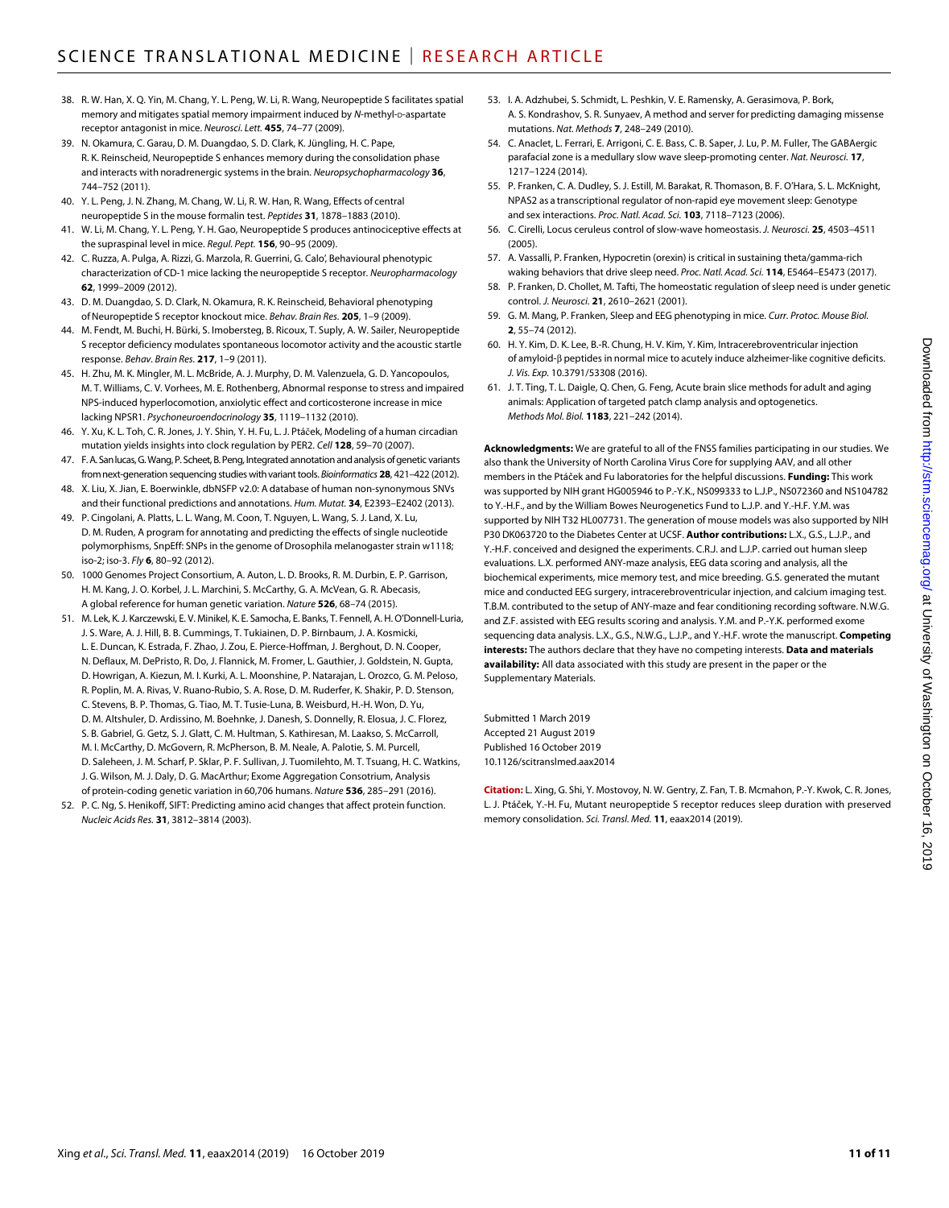38. R. W. Han, X. Q. Yin, M. Chang, Y. L. Peng, W. Li, R. Wang, Neuropeptide S facilitates spatial memory and mitigates spatial memory impairment induced by *N*-methyl-D-aspartate receptor antagonist in mice. *Neurosci. Lett.* **455**, 74–77 (2009).
39. N. Okamura, C. Garau, D. M. Duangdao, S. D. Clark, K. Jüngling, H. C. Pape, R. K. Reinscheid, Neuropeptide S enhances memory during the consolidation phase and interacts with noradrenergic systems in the brain. *Neuropsychopharmacology* **36**, 744–752 (2011).
40. Y. L. Peng, J. N. Zhang, M. Chang, W. Li, R. W. Han, R. Wang, Effects of central neuropeptide S in the mouse formalin test. *Peptides* **31**, 1878–1883 (2010).
41. W. Li, M. Chang, Y. L. Peng, Y. H. Gao, Neuropeptide S produces antinociceptive effects at the supraspinal level in mice. *Regul. Pept.* **156**, 90–95 (2009).
42. C. Ruzza, A. Pulga, A. Rizzi, G. Marzola, R. Guerrini, G. Calo', Behavioural phenotypic characterization of CD-1 mice lacking the neuropeptide S receptor. *Neuropharmacology* **62**, 1999–2009 (2012).
43. D. M. Duangdao, S. D. Clark, N. Okamura, R. K. Reinscheid, Behavioral phenotyping of Neuropeptide S receptor knockout mice. *Behav. Brain Res.* **205**, 1–9 (2009).
44. M. Fendt, M. Buchi, H. Bürki, S. Imobersteg, B. Ricoux, T. Suply, A. W. Sailer, Neuropeptide S receptor deficiency modulates spontaneous locomotor activity and the acoustic startle response. *Behav. Brain Res.* **217**, 1–9 (2011).
45. H. Zhu, M. K. Mingler, M. L. McBride, A. J. Murphy, D. M. Valenzuela, G. D. Yancopoulos, M. T. Williams, C. V. Vorhees, M. E. Rothenberg, Abnormal response to stress and impaired NPS-induced hyperlocomotion, anxiolytic effect and corticosterone increase in mice lacking NPSR1. *Psychoneuroendocrinology* **35**, 1119–1132 (2010).
46. Y. Xu, K. L. Toh, C. R. Jones, J. Y. Shin, Y. H. Fu, L. J. Ptáček, Modeling of a human circadian mutation yields insights into clock regulation by PER2. *Cell* **128**, 59–70 (2007).
47. F. A. San lucas, G. Wang, P. Scheet, B. Peng, Integrated annotation and analysis of genetic variants from next-generation sequencing studies with variant tools. *Bioinformatics* **28**, 421–422 (2012).
48. X. Liu, X. Jian, E. Boerwinkle, dbNSFP v2.0: A database of human non-synonymous SNVs and their functional predictions and annotations. *Hum. Mutat.* **34**, E2393–E2402 (2013).
49. P. Cingolani, A. Platts, L. L. Wang, M. Coon, T. Nguyen, L. Wang, S. J. Land, X. Lu, D. M. Ruden, A program for annotating and predicting the effects of single nucleotide polymorphisms, SnpEff: SNPs in the genome of Drosophila melanogaster strain w1118; iso-2; iso-3. *Fly* **6**, 80–92 (2012).
50. 1000 Genomes Project Consortium, A. Auton, L. D. Brooks, R. M. Durbin, E. P. Garrison, H. M. Kang, J. O. Korbel, J. L. Marchini, S. McCarthy, G. A. McVean, G. R. Abecasis, A global reference for human genetic variation. *Nature* **526**, 68–74 (2015).
51. M. Lek, K. J. Karczewski, E. V. Minikel, K. E. Samocha, E. Banks, T. Fennell, A. H. O'Donnell-Luria, J. S. Ware, A. J. Hill, B. B. Cummings, T. Tukiainen, D. P. Birnbaum, J. A. Kosmicki, L. E. Duncan, K. Estrada, F. Zhao, J. Zou, E. Pierce-Hoffman, J. Berghout, D. N. Cooper, N. Deflaux, M. DePristo, R. Do, J. Flannick, M. Fromer, L. Gauthier, J. Goldstein, N. Gupta, D. Howrigan, A. Kiezun, M. I. Kurki, A. L. Moonshine, P. Natarajan, L. Orozco, G. M. Peloso, R. Poplin, M. A. Rivas, V. Ruano-Rubio, S. A. Rose, D. M. Ruderfer, K. Shakir, P. D. Stenson, C. Stevens, B. P. Thomas, G. Tiao, M. T. Tusie-Luna, B. Weisburd, H.-H. Won, D. Yu, D. M. Altshuler, D. Ardissino, M. Boehnke, J. Danesh, S. Donnelly, R. Elosua, J. C. Florez, S. B. Gabriel, G. Getz, S. J. Glatt, C. M. Hultman, S. Kathiresan, M. Laakso, S. McCarroll, M. I. McCarthy, D. McGovern, R. McPherson, B. M. Neale, A. Palotie, S. M. Purcell, D. Saleheen, J. M. Scharf, P. Sklar, P. F. Sullivan, J. Tuomilehto, M. T. Tsuang, H. C. Watkins, J. G. Wilson, M. J. Daly, D. G. MacArthur; Exome Aggregation Consotrium, Analysis of protein-coding genetic variation in 60,706 humans. *Nature* **536**, 285–291 (2016).
52. P. C. Ng, S. Henikoff, SIFT: Predicting amino acid changes that affect protein function. *Nucleic Acids Res.* **31**, 3812–3814 (2003).
53. I. A. Adzhubei, S. Schmidt, L. Peshkin, V. E. Ramensky, A. Gerasimova, P. Bork, A. S. Kondrashov, S. R. Sunyaev, A method and server for predicting damaging missense mutations. *Nat. Methods* **7**, 248–249 (2010).
54. C. Anaclet, L. Ferrari, E. Arrigoni, C. E. Bass, C. B. Saper, J. Lu, P. M. Fuller, The GABAergic parafacial zone is a medullary slow wave sleep-promoting center. *Nat. Neurosci.* **17**, 1217–1224 (2014).
55. P. Franken, C. A. Dudley, S. J. Estill, M. Barakat, R. Thomason, B. F. O'Hara, S. L. McKnight, NPAS2 as a transcriptional regulator of non-rapid eye movement sleep: Genotype and sex interactions. *Proc. Natl. Acad. Sci.* **103**, 7118–7123 (2006).
56. C. Cirelli, Locus ceruleus control of slow-wave homeostasis. *J. Neurosci.* **25**, 4503–4511 (2005).
57. A. Vassalli, P. Franken, Hypocretin (orexin) is critical in sustaining theta/gamma-rich waking behaviors that drive sleep need. *Proc. Natl. Acad. Sci.* **114**, E5464–E5473 (2017).
58. P. Franken, D. Chollet, M. Tafti, The homeostatic regulation of sleep need is under genetic control. *J. Neurosci.* **21**, 2610–2621 (2001).
59. G. M. Mang, P. Franken, Sleep and EEG phenotyping in mice. *Curr. Protoc. Mouse Biol.* **2**, 55–74 (2012).
60. H. Y. Kim, D. K. Lee, B.-R. Chung, H. V. Kim, Y. Kim, Intracerebroventricular injection of amyloid-β peptides in normal mice to acutely induce alzheimer-like cognitive deficits. *J. Vis. Exp.* 10.3791/53308 (2016).
61. J. T. Ting, T. L. Daigle, Q. Chen, G. Feng, Acute brain slice methods for adult and aging animals: Application of targeted patch clamp analysis and optogenetics. *Methods Mol. Biol.* **1183**, 221–242 (2014).

**Acknowledgments:** We are grateful to all of the FNSS families participating in our studies. We also thank the University of North Carolina Virus Core for supplying AAV, and all other members in the Ptáček and Fu laboratories for the helpful discussions. **Funding:** This work was supported by NIH grant HG005946 to P.-Y.K., NS099333 to L.J.P., NS072360 and NS104782 to Y.-H.F., and by the William Bowes Neurogenetics Fund to L.J.P. and Y.-H.F. Y.M. was supported by NIH T32 HL007731. The generation of mouse models was also supported by NIH P30 DK063720 to the Diabetes Center at UCSF. **Author contributions:** L.X., G.S., L.J.P., and Y.-H.F. conceived and designed the experiments. C.R.J. and L.J.P. carried out human sleep evaluations. L.X. performed ANY-maze analysis, EEG data scoring and analysis, all the biochemical experiments, mice memory test, and mice breeding. G.S. generated the mutant mice and conducted EEG surgery, intracerebroventricular injection, and calcium imaging test. T.B.M. contributed to the setup of ANY-maze and fear conditioning recording software. N.W.G. and Z.F. assisted with EEG results scoring and analysis. Y.M. and P.-Y.K. performed exome sequencing data analysis. L.X., G.S., N.W.G., L.J.P., and Y.-H.F. wrote the manuscript. **Competing interests:** The authors declare that they have no competing interests. **Data and materials availability:** All data associated with this study are present in the paper or the Supplementary Materials.

Submitted 1 March 2019
Accepted 21 August 2019
Published 16 October 2019
10.1126/scitranslmed.aax2014

**Citation:** L. Xing, G. Shi, Y. Mostovoy, N. W. Gentry, Z. Fan, T. B. Mcmahon, P.-Y. Kwok, C. R. Jones, L. J. Ptáček, Y.-H. Fu, Mutant neuropeptide S receptor reduces sleep duration with preserved memory consolidation. *Sci. Transl. Med.* **11**, eaax2014 (2019).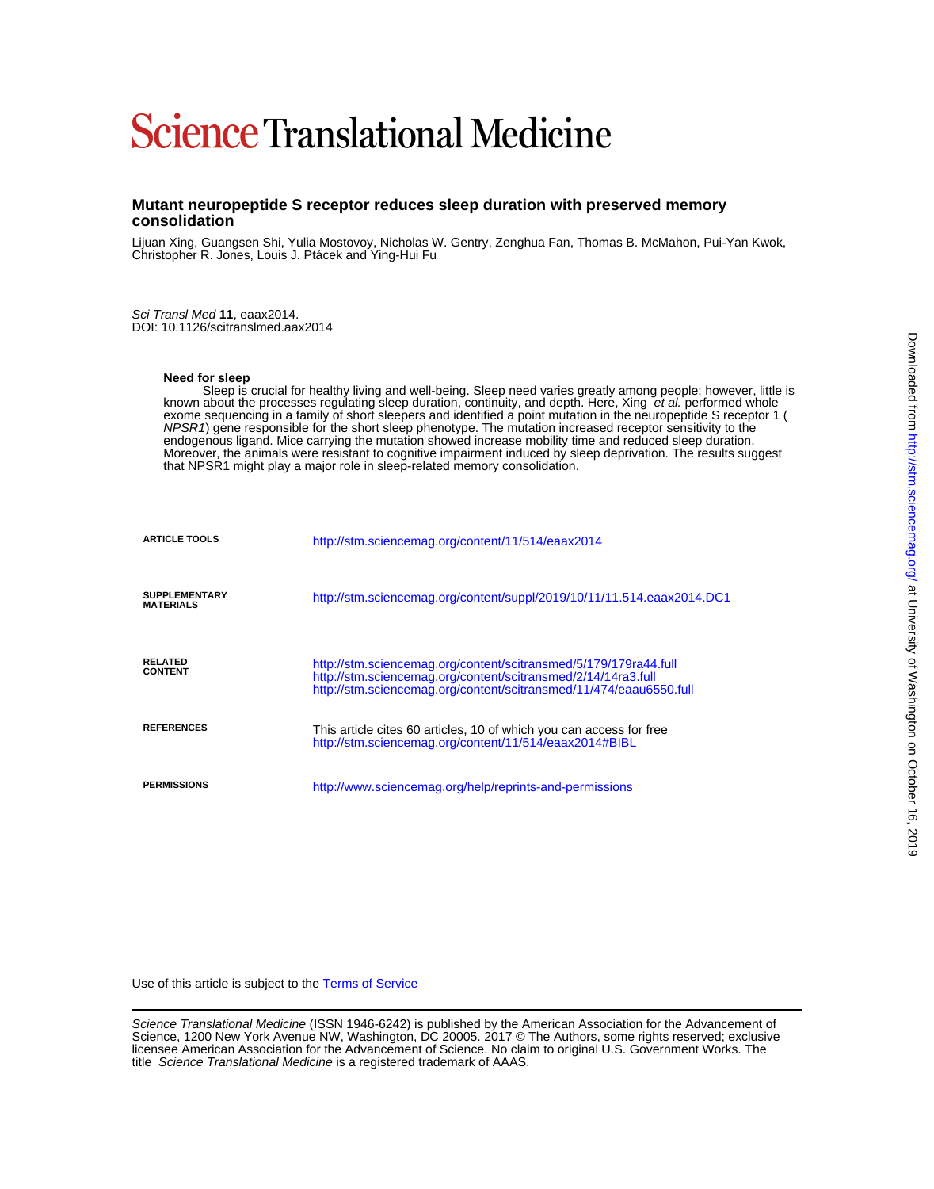# Science Translational Medicine

## Mutant neuropeptide S receptor reduces sleep duration with preserved memory consolidation

Lijuan Xing, Guangsen Shi, Yulia Mostovoy, Nicholas W. Gentry, Zenghua Fan, Thomas B. McMahon, Pui-Yan Kwok, Christopher R. Jones, Louis J. Ptácek and Ying-Hui Fu

*Sci Transl Med* **11**, eaax2014.
DOI: 10.1126/scitranslmed.aax2014

**Need for sleep**

Sleep is crucial for healthy living and well-being. Sleep need varies greatly among people; however, little is known about the processes regulating sleep duration, continuity, and depth. Here, Xing *et al.* performed whole exome sequencing in a family of short sleepers and identified a point mutation in the neuropeptide S receptor 1 (*NPSR1*) gene responsible for the short sleep phenotype. The mutation increased receptor sensitivity to the endogenous ligand. Mice carrying the mutation showed increase mobility time and reduced sleep duration. Moreover, the animals were resistant to cognitive impairment induced by sleep deprivation. The results suggest that NPSR1 might play a major role in sleep-related memory consolidation.

| | |
|---|---|
| **ARTICLE TOOLS** | http://stm.sciencemag.org/content/11/514/eaax2014 |
| **SUPPLEMENTARY MATERIALS** | http://stm.sciencemag.org/content/suppl/2019/10/11/11.514.eaax2014.DC1 |
| **RELATED CONTENT** | http://stm.sciencemag.org/content/scitransmed/5/179/179ra44.full<br>http://stm.sciencemag.org/content/scitransmed/2/14/14ra3.full<br>http://stm.sciencemag.org/content/scitransmed/11/474/eaau6550.full |
| **REFERENCES** | This article cites 60 articles, 10 of which you can access for free<br>http://stm.sciencemag.org/content/11/514/eaax2014#BIBL |
| **PERMISSIONS** | http://www.sciencemag.org/help/reprints-and-permissions |

Use of this article is subject to the Terms of Service

*Science Translational Medicine* (ISSN 1946-6242) is published by the American Association for the Advancement of Science, 1200 New York Avenue NW, Washington, DC 20005. 2017 © The Authors, some rights reserved; exclusive licensee American Association for the Advancement of Science. No claim to original U.S. Government Works. The title *Science Translational Medicine* is a registered trademark of AAAS.

Downloaded from http://stm.sciencemag.org/ at University of Washington on October 16, 2019